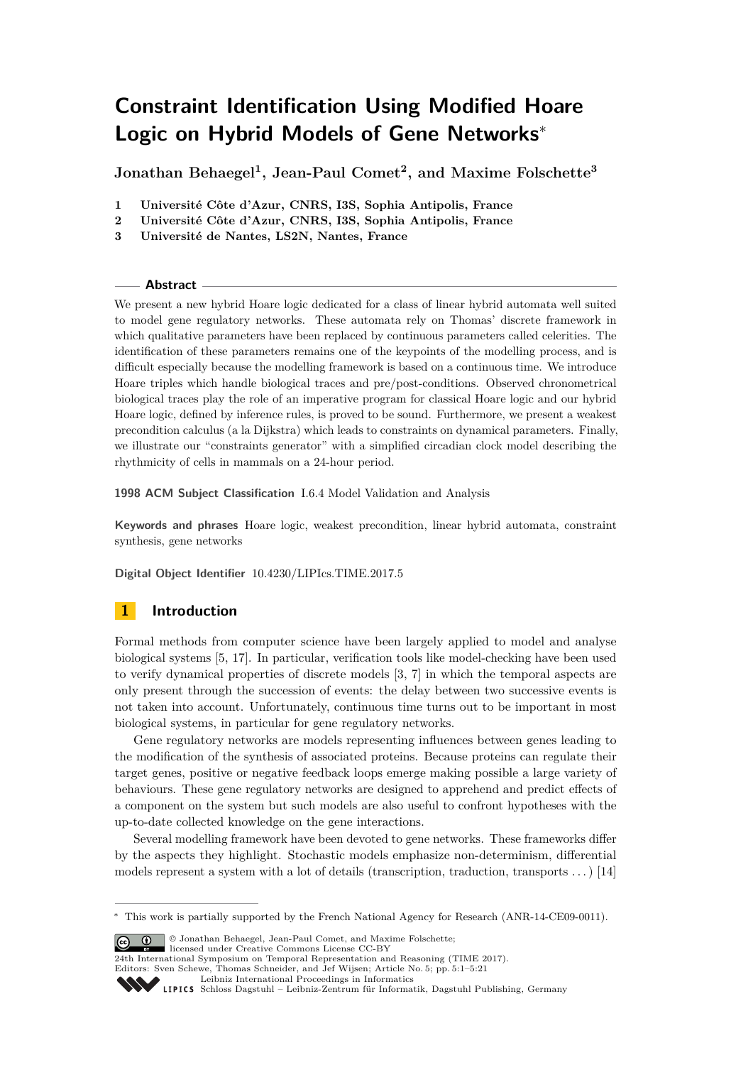# Constraint Identification Using Modified Hoare Logic on Hybrid Models of Gene Networks*

**Jonathan Behaegel[1], Jean-Paul Comet[2], and Maxime Folschette[3]**

1 **Université Côte d'Azur, CNRS, I3S, Sophia Antipolis, France**
2 **Université Côte d'Azur, CNRS, I3S, Sophia Antipolis, France**
3 **Université de Nantes, LS2N, Nantes, France**

## Abstract

We present a new hybrid Hoare logic dedicated for a class of linear hybrid automata well suited to model gene regulatory networks. These automata rely on Thomas' discrete framework in which qualitative parameters have been replaced by continuous parameters called celerities. The identification of these parameters remains one of the keypoints of the modelling process, and is difficult especially because the modelling framework is based on a continuous time. We introduce Hoare triples which handle biological traces and pre/post-conditions. Observed chronometrical biological traces play the role of an imperative program for classical Hoare logic and our hybrid Hoare logic, defined by inference rules, is proved to be sound. Furthermore, we present a weakest precondition calculus (a la Dijkstra) which leads to constraints on dynamical parameters. Finally, we illustrate our "constraints generator" with a simplified circadian clock model describing the rhythmicity of cells in mammals on a 24-hour period.

**1998 ACM Subject Classification** I.6.4 Model Validation and Analysis

**Keywords and phrases** Hoare logic, weakest precondition, linear hybrid automata, constraint synthesis, gene networks

**Digital Object Identifier** 10.4230/LIPIcs.TIME.2017.5

## 1 Introduction

Formal methods from computer science have been largely applied to model and analyse biological systems [5, 17]. In particular, verification tools like model-checking have been used to verify dynamical properties of discrete models [3, 7] in which the temporal aspects are only present through the succession of events: the delay between two successive events is not taken into account. Unfortunately, continuous time turns out to be important in most biological systems, in particular for gene regulatory networks.

Gene regulatory networks are models representing influences between genes leading to the modification of the synthesis of associated proteins. Because proteins can regulate their target genes, positive or negative feedback loops emerge making possible a large variety of behaviours. These gene regulatory networks are designed to apprehend and predict effects of a component on the system but such models are also useful to confront hypotheses with the up-to-date collected knowledge on the gene interactions.

Several modelling framework have been devoted to gene networks. These frameworks differ by the aspects they highlight. Stochastic models emphasize non-determinism, differential models represent a system with a lot of details (transcription, traduction, transports ...) [14]

---

* This work is partially supported by the French National Agency for Research (ANR-14-CE09-0011).

© Jonathan Behaegel, Jean-Paul Comet, and Maxime Folschette; licensed under Creative Commons License CC-BY
24th International Symposium on Temporal Representation and Reasoning (TIME 2017).
Editors: Sven Schewe, Thomas Schneider, and Jef Wijsen; Article No. 5; pp. 5:1–5:21
Leibniz International Proceedings in Informatics
Schloss Dagstuhl – Leibniz-Zentrum für Informatik, Dagstuhl Publishing, Germany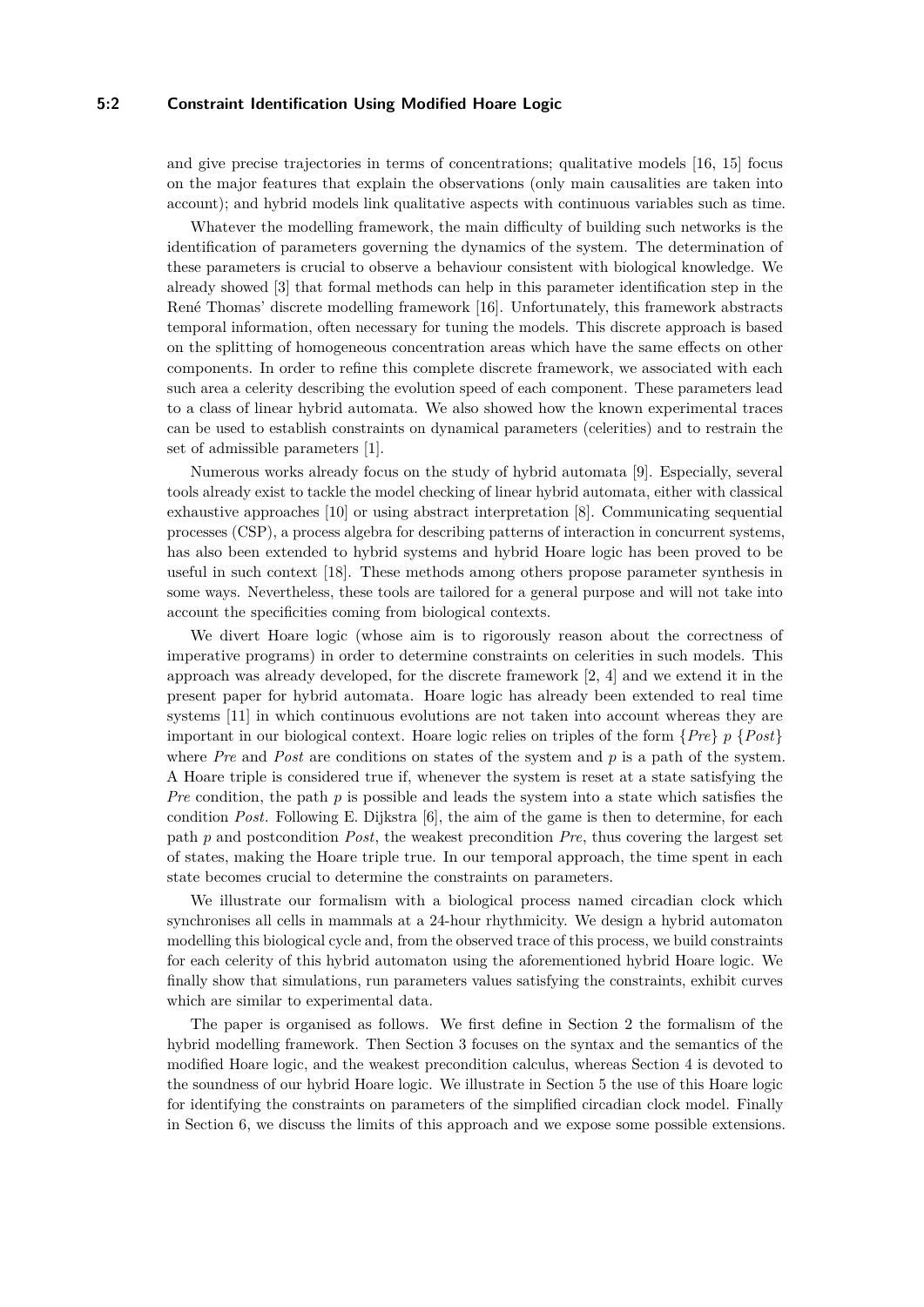and give precise trajectories in terms of concentrations; qualitative models [16, 15] focus on the major features that explain the observations (only main causalities are taken into account); and hybrid models link qualitative aspects with continuous variables such as time.

Whatever the modelling framework, the main difficulty of building such networks is the identification of parameters governing the dynamics of the system. The determination of these parameters is crucial to observe a behaviour consistent with biological knowledge. We already showed [3] that formal methods can help in this parameter identification step in the René Thomas' discrete modelling framework [16]. Unfortunately, this framework abstracts temporal information, often necessary for tuning the models. This discrete approach is based on the splitting of homogeneous concentration areas which have the same effects on other components. In order to refine this complete discrete framework, we associated with each such area a celerity describing the evolution speed of each component. These parameters lead to a class of linear hybrid automata. We also showed how the known experimental traces can be used to establish constraints on dynamical parameters (celerities) and to restrain the set of admissible parameters [1].

Numerous works already focus on the study of hybrid automata [9]. Especially, several tools already exist to tackle the model checking of linear hybrid automata, either with classical exhaustive approaches [10] or using abstract interpretation [8]. Communicating sequential processes (CSP), a process algebra for describing patterns of interaction in concurrent systems, has also been extended to hybrid systems and hybrid Hoare logic has been proved to be useful in such context [18]. These methods among others propose parameter synthesis in some ways. Nevertheless, these tools are tailored for a general purpose and will not take into account the specificities coming from biological contexts.

We divert Hoare logic (whose aim is to rigorously reason about the correctness of imperative programs) in order to determine constraints on celerities in such models. This approach was already developed, for the discrete framework [2, 4] and we extend it in the present paper for hybrid automata. Hoare logic has already been extended to real time systems [11] in which continuous evolutions are not taken into account whereas they are important in our biological context. Hoare logic relies on triples of the form $\{Pre\}\ p\ \{Post\}$ where $Pre$ and $Post$ are conditions on states of the system and $p$ is a path of the system. A Hoare triple is considered true if, whenever the system is reset at a state satisfying the $Pre$ condition, the path $p$ is possible and leads the system into a state which satisfies the condition $Post$. Following E. Dijkstra [6], the aim of the game is then to determine, for each path $p$ and postcondition $Post$, the weakest precondition $Pre$, thus covering the largest set of states, making the Hoare triple true. In our temporal approach, the time spent in each state becomes crucial to determine the constraints on parameters.

We illustrate our formalism with a biological process named circadian clock which synchronises all cells in mammals at a 24-hour rhythmicity. We design a hybrid automaton modelling this biological cycle and, from the observed trace of this process, we build constraints for each celerity of this hybrid automaton using the aforementioned hybrid Hoare logic. We finally show that simulations, run parameters values satisfying the constraints, exhibit curves which are similar to experimental data.

The paper is organised as follows. We first define in Section 2 the formalism of the hybrid modelling framework. Then Section 3 focuses on the syntax and the semantics of the modified Hoare logic, and the weakest precondition calculus, whereas Section 4 is devoted to the soundness of our hybrid Hoare logic. We illustrate in Section 5 the use of this Hoare logic for identifying the constraints on parameters of the simplified circadian clock model. Finally in Section 6, we discuss the limits of this approach and we expose some possible extensions.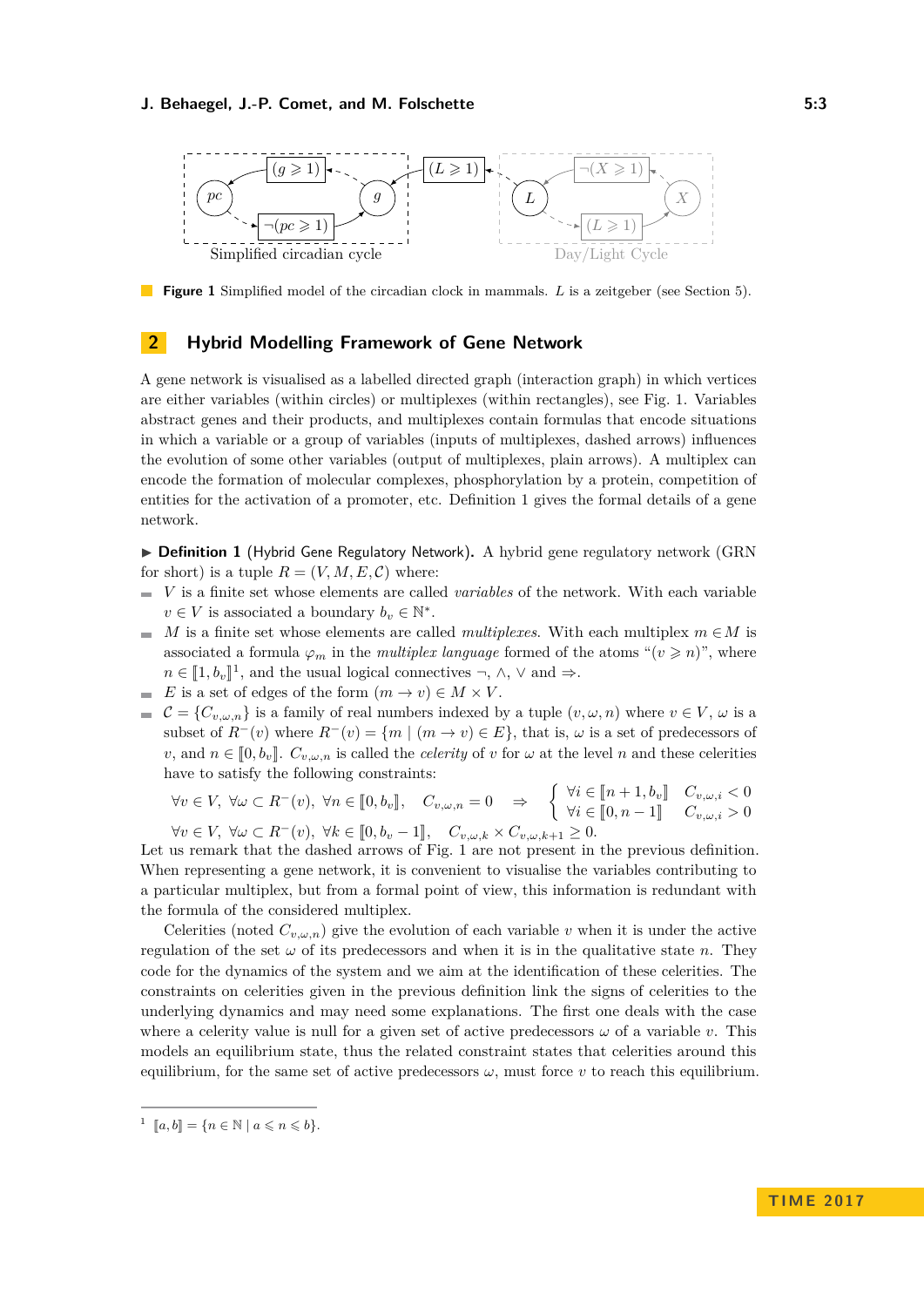**Figure 1** Simplified model of the circadian clock in mammals. $L$ is a zeitgeber (see Section 5).

## 2 Hybrid Modelling Framework of Gene Network

A gene network is visualised as a labelled directed graph (interaction graph) in which vertices are either variables (within circles) or multiplexes (within rectangles), see Fig. 1. Variables abstract genes and their products, and multiplexes contain formulas that encode situations in which a variable or a group of variables (inputs of multiplexes, dashed arrows) influences the evolution of some other variables (output of multiplexes, plain arrows). A multiplex can encode the formation of molecular complexes, phosphorylation by a protein, competition of entities for the activation of a promoter, etc. Definition 1 gives the formal details of a gene network.

▶ **Definition 1** (Hybrid Gene Regulatory Network)**.** A hybrid gene regulatory network (GRN for short) is a tuple $R = (V, M, E, \mathcal{C})$ where:

- $V$ is a finite set whose elements are called *variables* of the network. With each variable $v \in V$ is associated a boundary $b_v \in \mathbb{N}^*$.
- $M$ is a finite set whose elements are called *multiplexes*. With each multiplex $m \in M$ is associated a formula $\varphi_m$ in the *multiplex language* formed of the atoms "$(v \geqslant n)$", where $n \in [\![1, b_v]\!]$[1], and the usual logical connectives $\neg$, $\wedge$, $\vee$ and $\Rightarrow$.
- $E$ is a set of edges of the form $(m \to v) \in M \times V$.
- $\mathcal{C} = \{C_{v,\omega,n}\}$ is a family of real numbers indexed by a tuple $(v, \omega, n)$ where $v \in V$, $\omega$ is a subset of $R^-(v)$ where $R^-(v) = \{m \mid (m \to v) \in E\}$, that is, $\omega$ is a set of predecessors of $v$, and $n \in [\![0, b_v]\!]$. $C_{v,\omega,n}$ is called the *celerity* of $v$ for $\omega$ at the level $n$ and these celerities have to satisfy the following constraints:

$$\forall v \in V,\ \forall \omega \subset R^-(v),\ \forall n \in [\![0, b_v]\!],\quad C_{v,\omega,n} = 0 \quad \Rightarrow \quad \begin{cases} \forall i \in [\![n+1, b_v]\!] & C_{v,\omega,i} < 0 \\ \forall i \in [\![0, n-1]\!] & C_{v,\omega,i} > 0 \end{cases}$$

$$\forall v \in V,\ \forall \omega \subset R^-(v),\ \forall k \in [\![0, b_v - 1]\!],\quad C_{v,\omega,k} \times C_{v,\omega,k+1} \geq 0.$$

Let us remark that the dashed arrows of Fig. 1 are not present in the previous definition. When representing a gene network, it is convenient to visualise the variables contributing to a particular multiplex, but from a formal point of view, this information is redundant with the formula of the considered multiplex.

Celerities (noted $C_{v,\omega,n}$) give the evolution of each variable $v$ when it is under the active regulation of the set $\omega$ of its predecessors and when it is in the qualitative state $n$. They code for the dynamics of the system and we aim at the identification of these celerities. The constraints on celerities given in the previous definition link the signs of celerities to the underlying dynamics and may need some explanations. The first one deals with the case where a celerity value is null for a given set of active predecessors $\omega$ of a variable $v$. This models an equilibrium state, thus the related constraint states that celerities around this equilibrium, for the same set of active predecessors $\omega$, must force $v$ to reach this equilibrium.

[1] $[\![a, b]\!] = \{n \in \mathbb{N} \mid a \leqslant n \leqslant b\}$.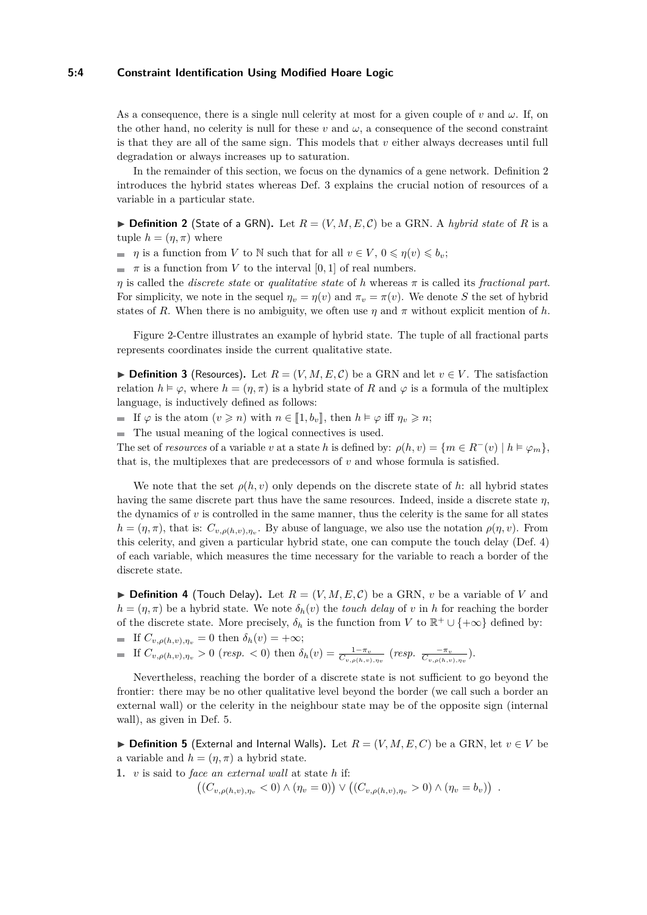As a consequence, there is a single null celerity at most for a given couple of $v$ and $\omega$. If, on the other hand, no celerity is null for these $v$ and $\omega$, a consequence of the second constraint is that they are all of the same sign. This models that $v$ either always decreases until full degradation or always increases up to saturation.

In the remainder of this section, we focus on the dynamics of a gene network. Definition 2 introduces the hybrid states whereas Def. 3 explains the crucial notion of resources of a variable in a particular state.

▶ **Definition 2** (State of a GRN). Let $R = (V, M, E, \mathcal{C})$ be a GRN. A *hybrid state* of $R$ is a tuple $h = (\eta, \pi)$ where

- $\eta$ is a function from $V$ to $\mathbb{N}$ such that for all $v \in V$, $0 \leqslant \eta(v) \leqslant b_v$;
- $\pi$ is a function from $V$ to the interval $[0, 1]$ of real numbers.

$\eta$ is called the *discrete state* or *qualitative state* of $h$ whereas $\pi$ is called its *fractional part*. For simplicity, we note in the sequel $\eta_v = \eta(v)$ and $\pi_v = \pi(v)$. We denote $S$ the set of hybrid states of $R$. When there is no ambiguity, we often use $\eta$ and $\pi$ without explicit mention of $h$.

Figure 2-Centre illustrates an example of hybrid state. The tuple of all fractional parts represents coordinates inside the current qualitative state.

▶ **Definition 3** (Resources). Let $R = (V, M, E, \mathcal{C})$ be a GRN and let $v \in V$. The satisfaction relation $h \vDash \varphi$, where $h = (\eta, \pi)$ is a hybrid state of $R$ and $\varphi$ is a formula of the multiplex language, is inductively defined as follows:

- If $\varphi$ is the atom $(v \geqslant n)$ with $n \in [\![1, b_v]\!]$, then $h \vDash \varphi$ iff $\eta_v \geqslant n$;
- The usual meaning of the logical connectives is used.

The set of *resources* of a variable $v$ at a state $h$ is defined by: $\rho(h, v) = \{m \in R^-(v) \mid h \vDash \varphi_m\}$, that is, the multiplexes that are predecessors of $v$ and whose formula is satisfied.

We note that the set $\rho(h, v)$ only depends on the discrete state of $h$: all hybrid states having the same discrete part thus have the same resources. Indeed, inside a discrete state $\eta$, the dynamics of $v$ is controlled in the same manner, thus the celerity is the same for all states $h = (\eta, \pi)$, that is: $C_{v,\rho(h,v),\eta_v}$. By abuse of language, we also use the notation $\rho(\eta, v)$. From this celerity, and given a particular hybrid state, one can compute the touch delay (Def. 4) of each variable, which measures the time necessary for the variable to reach a border of the discrete state.

▶ **Definition 4** (Touch Delay). Let $R = (V, M, E, \mathcal{C})$ be a GRN, $v$ be a variable of $V$ and $h = (\eta, \pi)$ be a hybrid state. We note $\delta_h(v)$ the *touch delay* of $v$ in $h$ for reaching the border of the discrete state. More precisely, $\delta_h$ is the function from $V$ to $\mathbb{R}^+ \cup \{+\infty\}$ defined by:

- If $C_{v,\rho(h,v),\eta_v} = 0$ then $\delta_h(v) = +\infty$;
- If $C_{v,\rho(h,v),\eta_v} > 0$ (*resp.* $< 0$) then $\delta_h(v) = \frac{1-\pi_v}{C_{v,\rho(h,v),\eta_v}}$ (*resp.* $\frac{-\pi_v}{C_{v,\rho(h,v),\eta_v}}$).

Nevertheless, reaching the border of a discrete state is not sufficient to go beyond the frontier: there may be no other qualitative level beyond the border (we call such a border an external wall) or the celerity in the neighbour state may be of the opposite sign (internal wall), as given in Def. 5.

▶ **Definition 5** (External and Internal Walls). Let $R = (V, M, E, C)$ be a GRN, let $v \in V$ be a variable and $h = (\eta, \pi)$ a hybrid state.

1. $v$ is said to *face an external wall* at state $h$ if:

$$\big((C_{v,\rho(h,v),\eta_v} < 0) \wedge (\eta_v = 0)\big) \vee \big((C_{v,\rho(h,v),\eta_v} > 0) \wedge (\eta_v = b_v)\big) \ .$$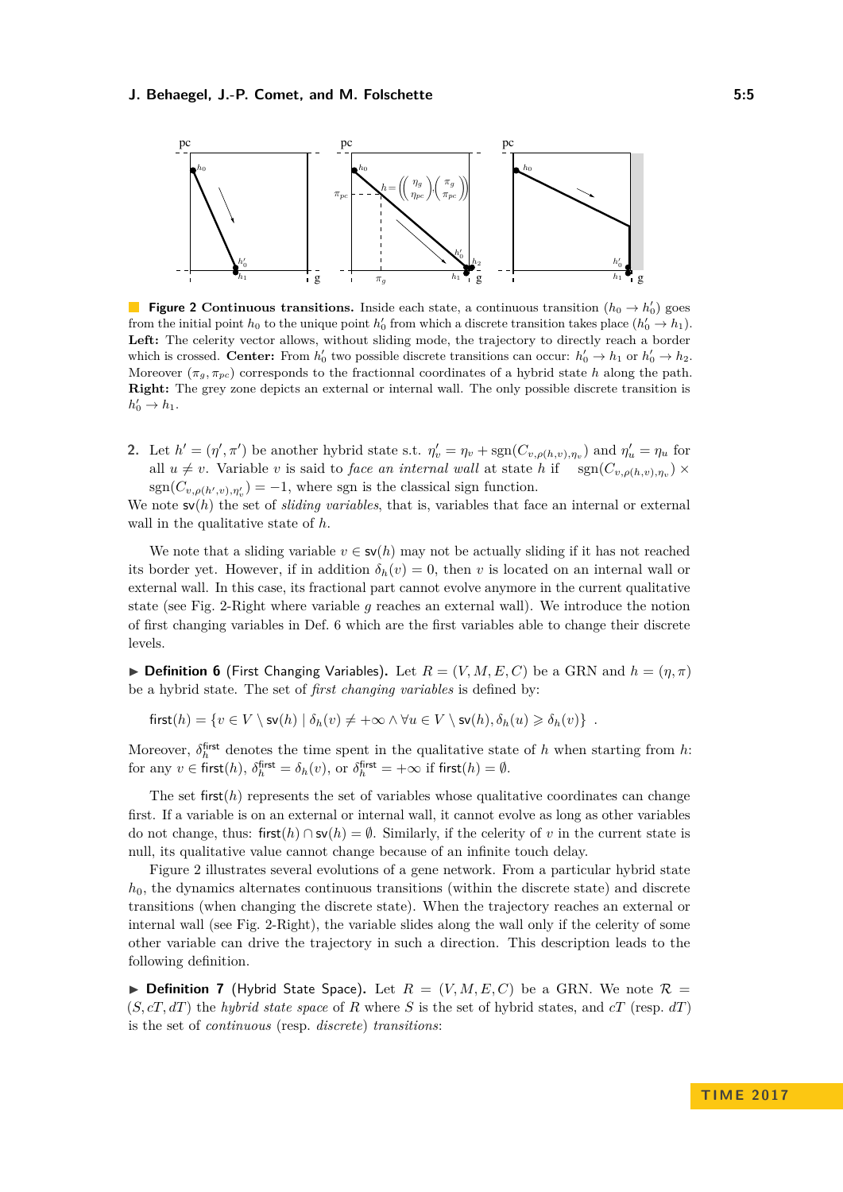**Figure 2 Continuous transitions.** Inside each state, a continuous transition $(h_0 \to h'_0)$ goes from the initial point $h_0$ to the unique point $h'_0$ from which a discrete transition takes place $(h'_0 \to h_1)$. **Left:** The celerity vector allows, without sliding mode, the trajectory to directly reach a border which is crossed. **Center:** From $h'_0$ two possible discrete transitions can occur: $h'_0 \to h_1$ or $h'_0 \to h_2$. Moreover $(\pi_g, \pi_{pc})$ corresponds to the fractionnal coordinates of a hybrid state $h$ along the path. **Right:** The grey zone depicts an external or internal wall. The only possible discrete transition is $h'_0 \to h_1$.

2. Let $h' = (\eta', \pi')$ be another hybrid state s.t. $\eta'_v = \eta_v + \mathrm{sgn}(C_{v,\rho(h,v),\eta_v})$ and $\eta'_u = \eta_u$ for all $u \neq v$. Variable $v$ is said to *face an internal wall* at state $h$ if $\mathrm{sgn}(C_{v,\rho(h,v),\eta_v}) \times \mathrm{sgn}(C_{v,\rho(h',v),\eta'_v}) = -1$, where sgn is the classical sign function.

We note $\mathsf{sv}(h)$ the set of *sliding variables*, that is, variables that face an internal or external wall in the qualitative state of $h$.

We note that a sliding variable $v \in \mathsf{sv}(h)$ may not be actually sliding if it has not reached its border yet. However, if in addition $\delta_h(v) = 0$, then $v$ is located on an internal wall or external wall. In this case, its fractional part cannot evolve anymore in the current qualitative state (see Fig. 2-Right where variable $g$ reaches an external wall). We introduce the notion of first changing variables in Def. 6 which are the first variables able to change their discrete levels.

▶ **Definition 6** (First Changing Variables). Let $R = (V, M, E, C)$ be a GRN and $h = (\eta, \pi)$ be a hybrid state. The set of *first changing variables* is defined by:

$$\mathsf{first}(h) = \{v \in V \setminus \mathsf{sv}(h) \mid \delta_h(v) \neq +\infty \wedge \forall u \in V \setminus \mathsf{sv}(h), \delta_h(u) \geqslant \delta_h(v)\} \enspace .$$

Moreover, $\delta_h^{\mathsf{first}}$ denotes the time spent in the qualitative state of $h$ when starting from $h$: for any $v \in \mathsf{first}(h)$, $\delta_h^{\mathsf{first}} = \delta_h(v)$, or $\delta_h^{\mathsf{first}} = +\infty$ if $\mathsf{first}(h) = \emptyset$.

The set $\mathsf{first}(h)$ represents the set of variables whose qualitative coordinates can change first. If a variable is on an external or internal wall, it cannot evolve as long as other variables do not change, thus: $\mathsf{first}(h) \cap \mathsf{sv}(h) = \emptyset$. Similarly, if the celerity of $v$ in the current state is null, its qualitative value cannot change because of an infinite touch delay.

Figure 2 illustrates several evolutions of a gene network. From a particular hybrid state $h_0$, the dynamics alternates continuous transitions (within the discrete state) and discrete transitions (when changing the discrete state). When the trajectory reaches an external or internal wall (see Fig. 2-Right), the variable slides along the wall only if the celerity of some other variable can drive the trajectory in such a direction. This description leads to the following definition.

▶ **Definition 7** (Hybrid State Space). Let $R = (V, M, E, C)$ be a GRN. We note $\mathcal{R} = (S, cT, dT)$ the *hybrid state space* of $R$ where $S$ is the set of hybrid states, and $cT$ (resp. $dT$) is the set of *continuous* (resp. *discrete*) *transitions*: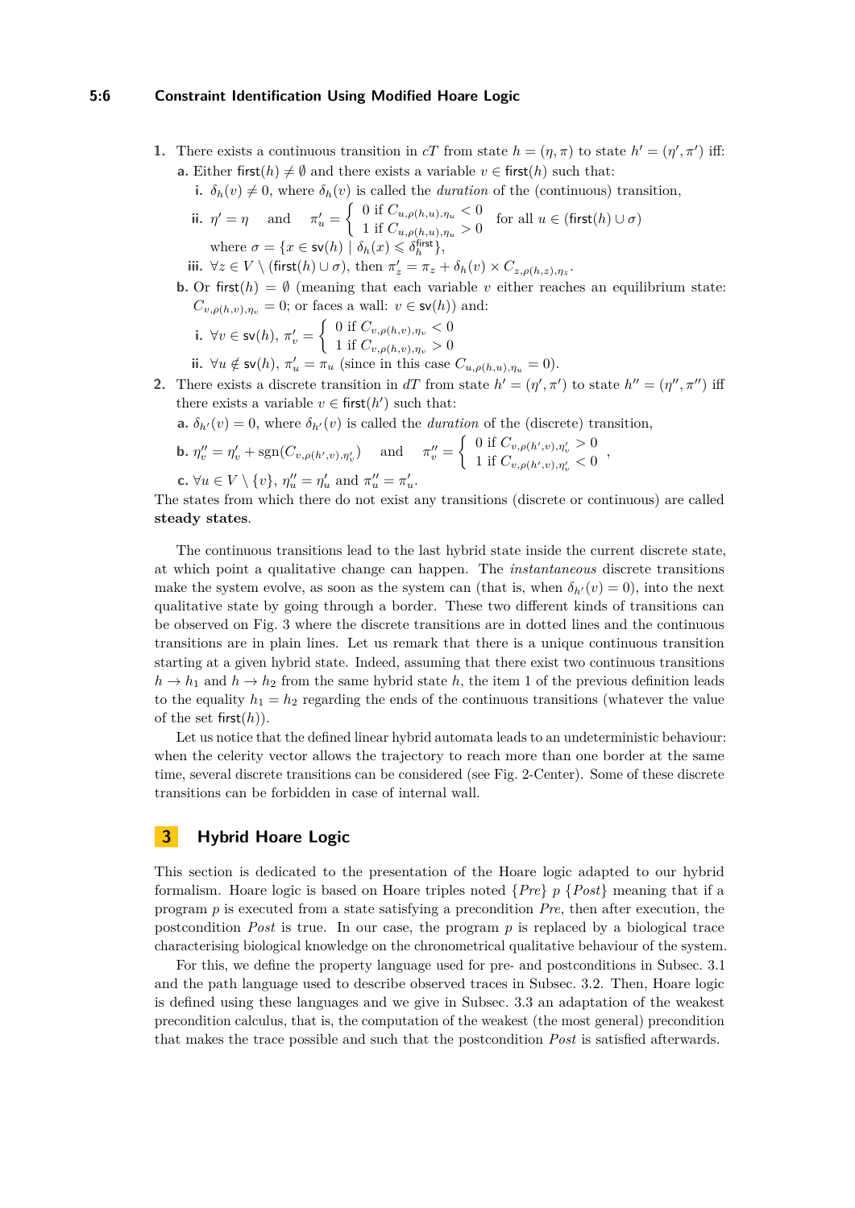1. There exists a continuous transition in $cT$ from state $h = (\eta, \pi)$ to state $h' = (\eta', \pi')$ iff:
   - **a.** Either $\mathsf{first}(h) \neq \emptyset$ and there exists a variable $v \in \mathsf{first}(h)$ such that:
     - **i.** $\delta_h(v) \neq 0$, where $\delta_h(v)$ is called the *duration* of the (continuous) transition,
     - **ii.** $\eta' = \eta$ and $\pi'_u = \begin{cases} 0 \text{ if } C_{u,\rho(h,u),\eta_u} < 0 \\ 1 \text{ if } C_{u,\rho(h,u),\eta_u} > 0 \end{cases}$ for all $u \in (\mathsf{first}(h) \cup \sigma)$ where $\sigma = \{x \in \mathsf{sv}(h) \mid \delta_h(x) \leqslant \delta_h^{\mathsf{first}}\}$,
     - **iii.** $\forall z \in V \setminus (\mathsf{first}(h) \cup \sigma)$, then $\pi'_z = \pi_z + \delta_h(v) \times C_{z,\rho(h,z),\eta_z}$.
   - **b.** Or $\mathsf{first}(h) = \emptyset$ (meaning that each variable $v$ either reaches an equilibrium state: $C_{v,\rho(h,v),\eta_v} = 0$; or faces a wall: $v \in \mathsf{sv}(h)$) and:
     - **i.** $\forall v \in \mathsf{sv}(h)$, $\pi'_v = \begin{cases} 0 \text{ if } C_{v,\rho(h,v),\eta_v} < 0 \\ 1 \text{ if } C_{v,\rho(h,v),\eta_v} > 0 \end{cases}$
     - **ii.** $\forall u \notin \mathsf{sv}(h)$, $\pi'_u = \pi_u$ (since in this case $C_{u,\rho(h,u),\eta_u} = 0$).
2. There exists a discrete transition in $dT$ from state $h' = (\eta', \pi')$ to state $h'' = (\eta'', \pi'')$ iff there exists a variable $v \in \mathsf{first}(h')$ such that:
   - **a.** $\delta_{h'}(v) = 0$, where $\delta_{h'}(v)$ is called the *duration* of the (discrete) transition,
   - **b.** $\eta''_v = \eta'_v + \mathrm{sgn}(C_{v,\rho(h',v),\eta'_v})$ and $\pi''_v = \begin{cases} 0 \text{ if } C_{v,\rho(h',v),\eta'_v} > 0 \\ 1 \text{ if } C_{v,\rho(h',v),\eta'_v} < 0 \end{cases}$,
   - **c.** $\forall u \in V \setminus \{v\}$, $\eta''_u = \eta'_u$ and $\pi''_u = \pi'_u$.

The states from which there do not exist any transitions (discrete or continuous) are called **steady states**.

The continuous transitions lead to the last hybrid state inside the current discrete state, at which point a qualitative change can happen. The *instantaneous* discrete transitions make the system evolve, as soon as the system can (that is, when $\delta_{h'}(v) = 0$), into the next qualitative state by going through a border. These two different kinds of transitions can be observed on Fig. 3 where the discrete transitions are in dotted lines and the continuous transitions are in plain lines. Let us remark that there is a unique continuous transition starting at a given hybrid state. Indeed, assuming that there exist two continuous transitions $h \to h_1$ and $h \to h_2$ from the same hybrid state $h$, the item 1 of the previous definition leads to the equality $h_1 = h_2$ regarding the ends of the continuous transitions (whatever the value of the set $\mathsf{first}(h)$).

Let us notice that the defined linear hybrid automata leads to an undeterministic behaviour: when the celerity vector allows the trajectory to reach more than one border at the same time, several discrete transitions can be considered (see Fig. 2-Center). Some of these discrete transitions can be forbidden in case of internal wall.

# 3 Hybrid Hoare Logic

This section is dedicated to the presentation of the Hoare logic adapted to our hybrid formalism. Hoare logic is based on Hoare triples noted $\{Pre\}\ p\ \{Post\}$ meaning that if a program $p$ is executed from a state satisfying a precondition $Pre$, then after execution, the postcondition $Post$ is true. In our case, the program $p$ is replaced by a biological trace characterising biological knowledge on the chronometrical qualitative behaviour of the system.

For this, we define the property language used for pre- and postconditions in Subsec. 3.1 and the path language used to describe observed traces in Subsec. 3.2. Then, Hoare logic is defined using these languages and we give in Subsec. 3.3 an adaptation of the weakest precondition calculus, that is, the computation of the weakest (the most general) precondition that makes the trace possible and such that the postcondition $Post$ is satisfied afterwards.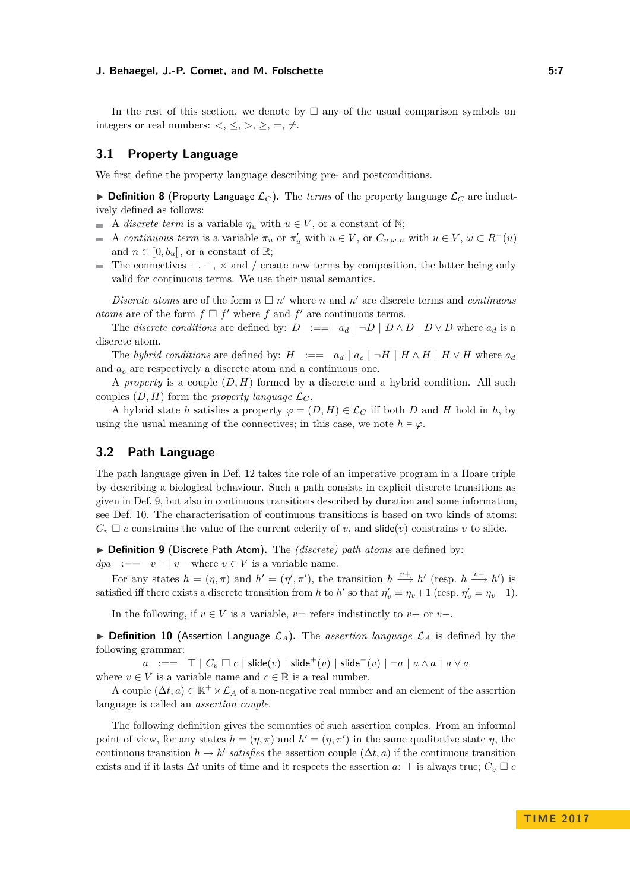In the rest of this section, we denote by $\square$ any of the usual comparison symbols on integers or real numbers: $<$, $\leq$, $>$, $\geq$, $=$, $\neq$.

## 3.1 Property Language

We first define the property language describing pre- and postconditions.

▶ **Definition 8** (Property Language $\mathcal{L}_C$). The *terms* of the property language $\mathcal{L}_C$ are inductively defined as follows:

- A *discrete term* is a variable $\eta_u$ with $u \in V$, or a constant of $\mathbb{N}$;
- A *continuous term* is a variable $\pi_u$ or $\pi'_u$ with $u \in V$, or $C_{u,\omega,n}$ with $u \in V$, $\omega \subset R^-(u)$ and $n \in [\![0, b_u]\!]$, or a constant of $\mathbb{R}$;
- The connectives $+$, $-$, $\times$ and $/$ create new terms by composition, the latter being only valid for continuous terms. We use their usual semantics.

*Discrete atoms* are of the form $n \square n'$ where $n$ and $n'$ are discrete terms and *continuous atoms* are of the form $f \square f'$ where $f$ and $f'$ are continuous terms.

The *discrete conditions* are defined by: $D \quad ::= \quad a_d \mid \neg D \mid D \wedge D \mid D \vee D$ where $a_d$ is a discrete atom.

The *hybrid conditions* are defined by: $H \quad ::= \quad a_d \mid a_c \mid \neg H \mid H \wedge H \mid H \vee H$ where $a_d$ and $a_c$ are respectively a discrete atom and a continuous one.

A *property* is a couple $(D, H)$ formed by a discrete and a hybrid condition. All such couples $(D, H)$ form the *property language* $\mathcal{L}_C$.

A hybrid state $h$ satisfies a property $\varphi = (D, H) \in \mathcal{L}_C$ iff both $D$ and $H$ hold in $h$, by using the usual meaning of the connectives; in this case, we note $h \vDash \varphi$.

## 3.2 Path Language

The path language given in Def. 12 takes the role of an imperative program in a Hoare triple by describing a biological behaviour. Such a path consists in explicit discrete transitions as given in Def. 9, but also in continuous transitions described by duration and some information, see Def. 10. The characterisation of continuous transitions is based on two kinds of atoms: $C_v \square c$ constrains the value of the current celerity of $v$, and $\mathsf{slide}(v)$ constrains $v$ to slide.

▶ **Definition 9** (Discrete Path Atom). The *(discrete) path atoms* are defined by:
$dpa \quad ::= \quad v+ \mid v-$ where $v \in V$ is a variable name.

For any states $h = (\eta, \pi)$ and $h' = (\eta', \pi')$, the transition $h \xrightarrow{v+} h'$ (resp. $h \xrightarrow{v-} h'$) is satisfied iff there exists a discrete transition from $h$ to $h'$ so that $\eta'_v = \eta_v + 1$ (resp. $\eta'_v = \eta_v - 1$).

In the following, if $v \in V$ is a variable, $v\pm$ refers indistinctly to $v+$ or $v-$.

▶ **Definition 10** (Assertion Language $\mathcal{L}_A$). The *assertion language* $\mathcal{L}_A$ is defined by the following grammar:

$$a \quad ::= \quad \top \mid C_v \square c \mid \mathsf{slide}(v) \mid \mathsf{slide}^+(v) \mid \mathsf{slide}^-(v) \mid \neg a \mid a \wedge a \mid a \vee a$$

where $v \in V$ is a variable name and $c \in \mathbb{R}$ is a real number.

A couple $(\Delta t, a) \in \mathbb{R}^+ \times \mathcal{L}_A$ of a non-negative real number and an element of the assertion language is called an *assertion couple*.

The following definition gives the semantics of such assertion couples. From an informal point of view, for any states $h = (\eta, \pi)$ and $h' = (\eta, \pi')$ in the same qualitative state $\eta$, the continuous transition $h \to h'$ *satisfies* the assertion couple $(\Delta t, a)$ if the continuous transition exists and if it lasts $\Delta t$ units of time and it respects the assertion $a$: $\top$ is always true; $C_v \square c$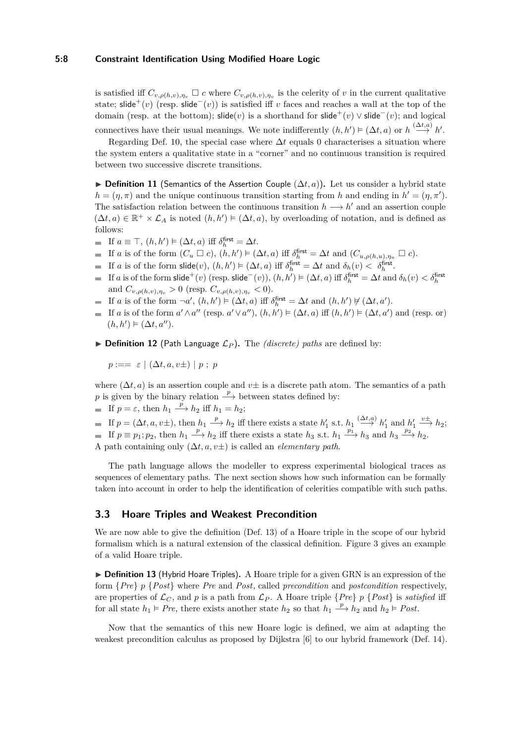is satisfied iff $C_{v,\rho(h,v),\eta_v} \sqcap c$ where $C_{v,\rho(h,v),\eta_v}$ is the celerity of $v$ in the current qualitative state; $\mathsf{slide}^+(v)$ (resp. $\mathsf{slide}^-(v)$) is satisfied iff $v$ faces and reaches a wall at the top of the domain (resp. at the bottom); $\mathsf{slide}(v)$ is a shorthand for $\mathsf{slide}^+(v) \vee \mathsf{slide}^-(v)$; and logical connectives have their usual meanings. We note indifferently $(h, h') \vDash (\Delta t, a)$ or $h \xrightarrow{(\Delta t, a)} h'$.

Regarding Def. 10, the special case where $\Delta t$ equals 0 characterises a situation where the system enters a qualitative state in a "corner" and no continuous transition is required between two successive discrete transitions.

▶ **Definition 11** (Semantics of the Assertion Couple $(\Delta t, a)$)**.** Let us consider a hybrid state $h = (\eta, \pi)$ and the unique continuous transition starting from $h$ and ending in $h' = (\eta, \pi')$. The satisfaction relation between the continuous transition $h \longrightarrow h'$ and an assertion couple $(\Delta t, a) \in \mathbb{R}^+ \times \mathcal{L}_A$ is noted $(h, h') \vDash (\Delta t, a)$, by overloading of notation, and is defined as follows:

- If $a \equiv \top$, $(h, h') \vDash (\Delta t, a)$ iff $\delta_h^{\mathsf{first}} = \Delta t$.
- If $a$ is of the form $(C_u \sqcap c)$, $(h, h') \vDash (\Delta t, a)$ iff $\delta_h^{\mathsf{first}} = \Delta t$ and $(C_{u,\rho(h,u),\eta_u} \sqcap c)$.
- If $a$ is of the form $\mathsf{slide}(v)$, $(h, h') \vDash (\Delta t, a)$ iff $\delta_h^{\mathsf{first}} = \Delta t$ and $\delta_h(v) < \delta_h^{\mathsf{first}}$.
- If $a$ is of the form $\mathsf{slide}^+(v)$ (resp. $\mathsf{slide}^-(v)$), $(h, h') \vDash (\Delta t, a)$ iff $\delta_h^{\mathsf{first}} = \Delta t$ and $\delta_h(v) < \delta_h^{\mathsf{first}}$ and $C_{v,\rho(h,v),\eta_v} > 0$ (resp. $C_{v,\rho(h,v),\eta_v} < 0$).
- If $a$ is of the form $\neg a'$, $(h, h') \vDash (\Delta t, a)$ iff $\delta_h^{\mathsf{first}} = \Delta t$ and $(h, h') \nvDash (\Delta t, a')$.
- If $a$ is of the form $a' \wedge a''$ (resp. $a' \vee a''$), $(h, h') \vDash (\Delta t, a)$ iff $(h, h') \vDash (\Delta t, a')$ and (resp. or) $(h, h') \vDash (\Delta t, a'')$.

▶ **Definition 12** (Path Language $\mathcal{L}_P$)**.** The *(discrete) paths* are defined by:

$$p ::== \ \varepsilon \mid (\Delta t, a, v\pm) \mid p \ ; \ p$$

where $(\Delta t, a)$ is an assertion couple and $v\pm$ is a discrete path atom. The semantics of a path $p$ is given by the binary relation $\xrightarrow{p}$ between states defined by:

- If $p = \varepsilon$, then $h_1 \xrightarrow{p} h_2$ iff $h_1 = h_2$;
- If $p = (\Delta t, a, v\pm)$, then $h_1 \xrightarrow{p} h_2$ iff there exists a state $h_1'$ s.t. $h_1 \xrightarrow{(\Delta t, a)} h_1'$ and $h_1' \xrightarrow{v\pm} h_2$;
- If $p \equiv p_1; p_2$, then $h_1 \xrightarrow{p} h_2$ iff there exists a state $h_3$ s.t. $h_1 \xrightarrow{p_1} h_3$ and $h_3 \xrightarrow{p_2} h_2$.

A path containing only $(\Delta t, a, v\pm)$ is called an *elementary path*.

The path language allows the modeller to express experimental biological traces as sequences of elementary paths. The next section shows how such information can be formally taken into account in order to help the identification of celerities compatible with such paths.

### 3.3 Hoare Triples and Weakest Precondition

We are now able to give the definition (Def. 13) of a Hoare triple in the scope of our hybrid formalism which is a natural extension of the classical definition. Figure 3 gives an example of a valid Hoare triple.

▶ **Definition 13** (Hybrid Hoare Triples)**.** A Hoare triple for a given GRN is an expression of the form $\{Pre\}\ p\ \{Post\}$ where *Pre* and *Post*, called *precondition* and *postcondition* respectively, are properties of $\mathcal{L}_C$, and $p$ is a path from $\mathcal{L}_P$. A Hoare triple $\{Pre\}\ p\ \{Post\}$ is *satisfied* iff for all state $h_1 \vDash Pre$, there exists another state $h_2$ so that $h_1 \xrightarrow{p} h_2$ and $h_2 \vDash Post$.

Now that the semantics of this new Hoare logic is defined, we aim at adapting the weakest precondition calculus as proposed by Dijkstra [6] to our hybrid framework (Def. 14).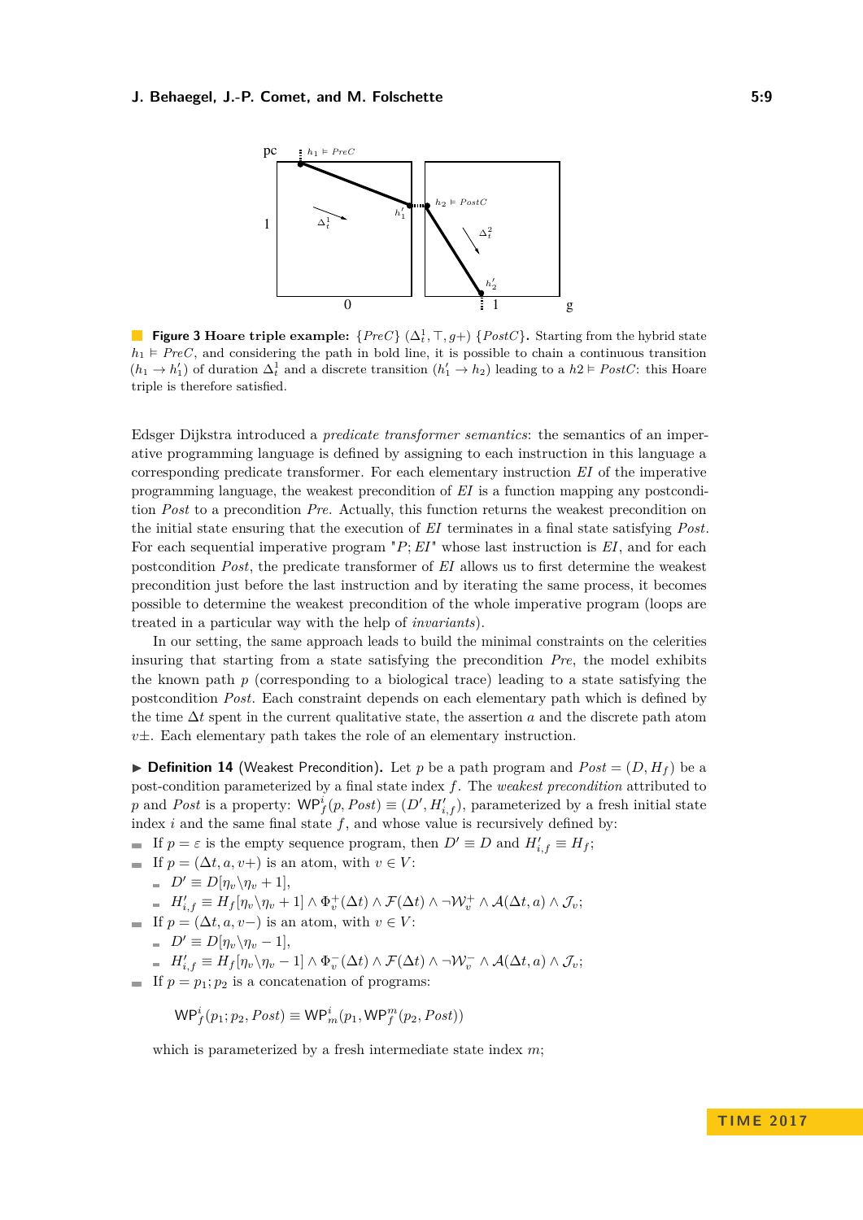**Figure 3 Hoare triple example:** $\{PreC\}$ $(\Delta_t^1, \top, g+)$ $\{PostC\}$**.** Starting from the hybrid state $h_1 \vDash PreC$, and considering the path in bold line, it is possible to chain a continuous transition $(h_1 \to h_1')$ of duration $\Delta_t^1$ and a discrete transition $(h_1' \to h_2)$ leading to a $h2 \vDash PostC$: this Hoare triple is therefore satisfied.

Edsger Dijkstra introduced a *predicate transformer semantics*: the semantics of an imperative programming language is defined by assigning to each instruction in this language a corresponding predicate transformer. For each elementary instruction $EI$ of the imperative programming language, the weakest precondition of $EI$ is a function mapping any postcondition $Post$ to a precondition $Pre$. Actually, this function returns the weakest precondition on the initial state ensuring that the execution of $EI$ terminates in a final state satisfying $Post$. For each sequential imperative program "$P; EI$" whose last instruction is $EI$, and for each postcondition $Post$, the predicate transformer of $EI$ allows us to first determine the weakest precondition just before the last instruction and by iterating the same process, it becomes possible to determine the weakest precondition of the whole imperative program (loops are treated in a particular way with the help of *invariants*).

In our setting, the same approach leads to build the minimal constraints on the celerities insuring that starting from a state satisfying the precondition $Pre$, the model exhibits the known path $p$ (corresponding to a biological trace) leading to a state satisfying the postcondition $Post$. Each constraint depends on each elementary path which is defined by the time $\Delta t$ spent in the current qualitative state, the assertion $a$ and the discrete path atom $v\pm$. Each elementary path takes the role of an elementary instruction.

▶ **Definition 14** (Weakest Precondition)**.** Let $p$ be a path program and $Post = (D, H_f)$ be a post-condition parameterized by a final state index $f$. The *weakest precondition* attributed to $p$ and $Post$ is a property: $\mathsf{WP}_f^i(p, Post) \equiv (D', H'_{i,f})$, parameterized by a fresh initial state index $i$ and the same final state $f$, and whose value is recursively defined by:

- If $p = \varepsilon$ is the empty sequence program, then $D' \equiv D$ and $H'_{i,f} \equiv H_f$;
- If $p = (\Delta t, a, v+)$ is an atom, with $v \in V$:
  - $D' \equiv D[\eta_v \backslash \eta_v + 1]$,
  - $H'_{i,f} \equiv H_f[\eta_v \backslash \eta_v + 1] \wedge \Phi_v^+(\Delta t) \wedge \mathcal{F}(\Delta t) \wedge \neg \mathcal{W}_v^+ \wedge \mathcal{A}(\Delta t, a) \wedge \mathcal{J}_v$;
- If $p = (\Delta t, a, v-)$ is an atom, with $v \in V$:
  - $D' \equiv D[\eta_v \backslash \eta_v - 1]$,
  - $H'_{i,f} \equiv H_f[\eta_v \backslash \eta_v - 1] \wedge \Phi_v^-(\Delta t) \wedge \mathcal{F}(\Delta t) \wedge \neg \mathcal{W}_v^- \wedge \mathcal{A}(\Delta t, a) \wedge \mathcal{J}_v$;
- If $p = p_1; p_2$ is a concatenation of programs:

  $$\mathsf{WP}_f^i(p_1; p_2, Post) \equiv \mathsf{WP}_m^i(p_1, \mathsf{WP}_f^m(p_2, Post))$$

  which is parameterized by a fresh intermediate state index $m$;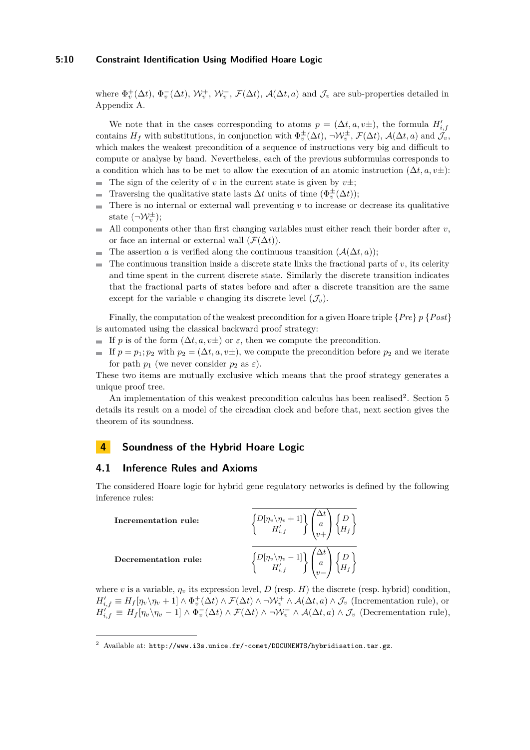where $\Phi_v^+(\Delta t)$, $\Phi_v^-(\Delta t)$, $\mathcal{W}_v^+$, $\mathcal{W}_v^-$, $\mathcal{F}(\Delta t)$, $\mathcal{A}(\Delta t, a)$ and $\mathcal{J}_v$ are sub-properties detailed in Appendix A.

We note that in the cases corresponding to atoms $p = (\Delta t, a, v\pm)$, the formula $H'_{i,f}$ contains $H_f$ with substitutions, in conjunction with $\Phi_v^\pm(\Delta t)$, $\neg\mathcal{W}_v^\pm$, $\mathcal{F}(\Delta t)$, $\mathcal{A}(\Delta t, a)$ and $\mathcal{J}_v$, which makes the weakest precondition of a sequence of instructions very big and difficult to compute or analyse by hand. Nevertheless, each of the previous subformulas corresponds to a condition which has to be met to allow the execution of an atomic instruction $(\Delta t, a, v\pm)$:

- The sign of the celerity of $v$ in the current state is given by $v\pm$;
- Traversing the qualitative state lasts $\Delta t$ units of time ($\Phi_v^\pm(\Delta t)$);
- There is no internal or external wall preventing $v$ to increase or decrease its qualitative state ($\neg\mathcal{W}_v^\pm$);
- All components other than first changing variables must either reach their border after $v$, or face an internal or external wall ($\mathcal{F}(\Delta t)$).
- The assertion $a$ is verified along the continuous transition ($\mathcal{A}(\Delta t, a)$);
- The continuous transition inside a discrete state links the fractional parts of $v$, its celerity and time spent in the current discrete state. Similarly the discrete transition indicates that the fractional parts of states before and after a discrete transition are the same except for the variable $v$ changing its discrete level ($\mathcal{J}_v$).

Finally, the computation of the weakest precondition for a given Hoare triple $\{Pre\}\ p\ \{Post\}$ is automated using the classical backward proof strategy:

- If $p$ is of the form $(\Delta t, a, v\pm)$ or $\varepsilon$, then we compute the precondition.
- If $p = p_1; p_2$ with $p_2 = (\Delta t, a, v\pm)$, we compute the precondition before $p_2$ and we iterate for path $p_1$ (we never consider $p_2$ as $\varepsilon$).

These two items are mutually exclusive which means that the proof strategy generates a unique proof tree.

An implementation of this weakest precondition calculus has been realised[2]. Section 5 details its result on a model of the circadian clock and before that, next section gives the theorem of its soundness.

# 4 Soundness of the Hybrid Hoare Logic

## 4.1 Inference Rules and Axioms

The considered Hoare logic for hybrid gene regulatory networks is defined by the following inference rules:

**Incrementation rule:**

$$\frac{}{\left\{\begin{matrix} D[\eta_v \backslash \eta_v + 1] \\ H'_{i,f} \end{matrix}\right\} \begin{pmatrix} \Delta t \\ a \\ v+ \end{pmatrix} \left\{\begin{matrix} D \\ H_f \end{matrix}\right\}}$$

**Decrementation rule:**

$$\frac{}{\left\{\begin{matrix} D[\eta_v \backslash \eta_v - 1] \\ H'_{i,f} \end{matrix}\right\} \begin{pmatrix} \Delta t \\ a \\ v- \end{pmatrix} \left\{\begin{matrix} D \\ H_f \end{matrix}\right\}}$$

where $v$ is a variable, $\eta_v$ its expression level, $D$ (resp. $H$) the discrete (resp. hybrid) condition, $H'_{i,f} \equiv H_f[\eta_v \backslash \eta_v + 1] \wedge \Phi_v^+(\Delta t) \wedge \mathcal{F}(\Delta t) \wedge \neg\mathcal{W}_v^+ \wedge \mathcal{A}(\Delta t, a) \wedge \mathcal{J}_v$ (Incrementation rule), or $H'_{i,f} \equiv H_f[\eta_v \backslash \eta_v - 1] \wedge \Phi_v^-(\Delta t) \wedge \mathcal{F}(\Delta t) \wedge \neg\mathcal{W}_v^- \wedge \mathcal{A}(\Delta t, a) \wedge \mathcal{J}_v$ (Decrementation rule),

[2] Available at: `http://www.i3s.unice.fr/~comet/DOCUMENTS/hybridisation.tar.gz`.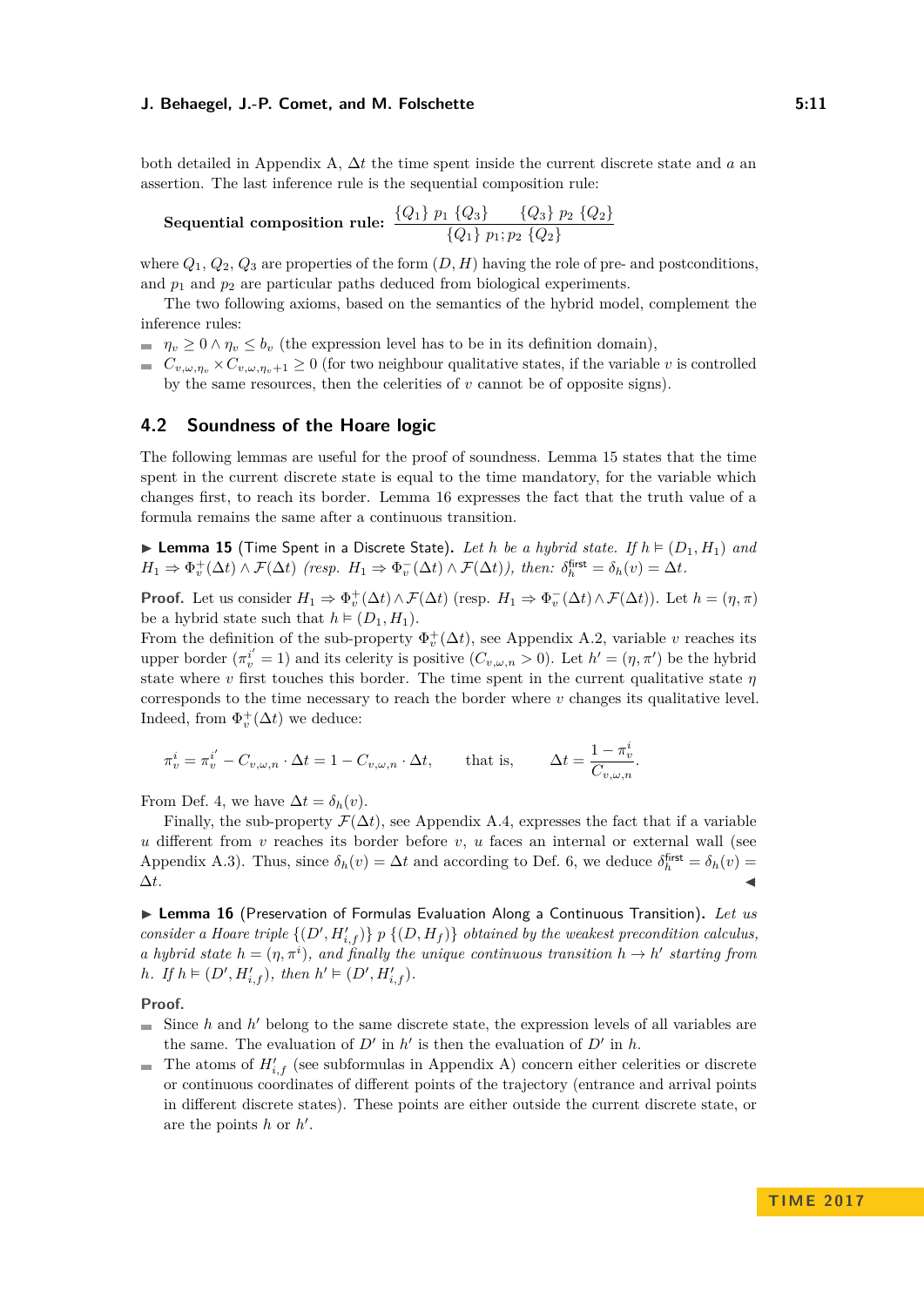both detailed in Appendix A, $\Delta t$ the time spent inside the current discrete state and $a$ an assertion. The last inference rule is the sequential composition rule:

$$\textbf{Sequential composition rule:}\ \frac{\{Q_1\}\ p_1\ \{Q_3\} \qquad \{Q_3\}\ p_2\ \{Q_2\}}{\{Q_1\}\ p_1;p_2\ \{Q_2\}}$$

where $Q_1$, $Q_2$, $Q_3$ are properties of the form $(D, H)$ having the role of pre- and postconditions, and $p_1$ and $p_2$ are particular paths deduced from biological experiments.

The two following axioms, based on the semantics of the hybrid model, complement the inference rules:

- $\eta_v \geq 0 \wedge \eta_v \leq b_v$ (the expression level has to be in its definition domain),
- $C_{v,\omega,\eta_v} \times C_{v,\omega,\eta_v+1} \geq 0$ (for two neighbour qualitative states, if the variable $v$ is controlled by the same resources, then the celerities of $v$ cannot be of opposite signs).

## 4.2 Soundness of the Hoare logic

The following lemmas are useful for the proof of soundness. Lemma 15 states that the time spent in the current discrete state is equal to the time mandatory, for the variable which changes first, to reach its border. Lemma 16 expresses the fact that the truth value of a formula remains the same after a continuous transition.

▶ **Lemma 15** (Time Spent in a Discrete State). *Let $h$ be a hybrid state. If $h \vDash (D_1, H_1)$ and $H_1 \Rightarrow \Phi_v^+(\Delta t) \wedge \mathcal{F}(\Delta t)$ (resp. $H_1 \Rightarrow \Phi_v^-(\Delta t) \wedge \mathcal{F}(\Delta t)$), then: $\delta_h^{\mathsf{first}} = \delta_h(v) = \Delta t$.*

**Proof.** Let us consider $H_1 \Rightarrow \Phi_v^+(\Delta t) \wedge \mathcal{F}(\Delta t)$ (resp. $H_1 \Rightarrow \Phi_v^-(\Delta t) \wedge \mathcal{F}(\Delta t)$). Let $h = (\eta, \pi)$ be a hybrid state such that $h \vDash (D_1, H_1)$.
From the definition of the sub-property $\Phi_v^+(\Delta t)$, see Appendix A.2, variable $v$ reaches its upper border ($\pi_v^{i'} = 1$) and its celerity is positive ($C_{v,\omega,n} > 0$). Let $h' = (\eta, \pi')$ be the hybrid state where $v$ first touches this border. The time spent in the current qualitative state $\eta$ corresponds to the time necessary to reach the border where $v$ changes its qualitative level. Indeed, from $\Phi_v^+(\Delta t)$ we deduce:

$$\pi_v^i = \pi_v^{i'} - C_{v,\omega,n} \cdot \Delta t = 1 - C_{v,\omega,n} \cdot \Delta t, \qquad \text{that is,} \qquad \Delta t = \frac{1 - \pi_v^i}{C_{v,\omega,n}}.$$

From Def. 4, we have $\Delta t = \delta_h(v)$.

Finally, the sub-property $\mathcal{F}(\Delta t)$, see Appendix A.4, expresses the fact that if a variable $u$ different from $v$ reaches its border before $v$, $u$ faces an internal or external wall (see Appendix A.3). Thus, since $\delta_h(v) = \Delta t$ and according to Def. 6, we deduce $\delta_h^{\mathsf{first}} = \delta_h(v) = \Delta t$. ◀

▶ **Lemma 16** (Preservation of Formulas Evaluation Along a Continuous Transition). *Let us consider a Hoare triple $\{(D', H'_{i,f})\}\ p\ \{(D, H_f)\}$ obtained by the weakest precondition calculus, a hybrid state $h = (\eta, \pi^i)$, and finally the unique continuous transition $h \to h'$ starting from $h$. If $h \vDash (D', H'_{i,f})$, then $h' \vDash (D', H'_{i,f})$.*

**Proof.**

- Since $h$ and $h'$ belong to the same discrete state, the expression levels of all variables are the same. The evaluation of $D'$ in $h'$ is then the evaluation of $D'$ in $h$.
- The atoms of $H'_{i,f}$ (see subformulas in Appendix A) concern either celerities or discrete or continuous coordinates of different points of the trajectory (entrance and arrival points in different discrete states). These points are either outside the current discrete state, or are the points $h$ or $h'$.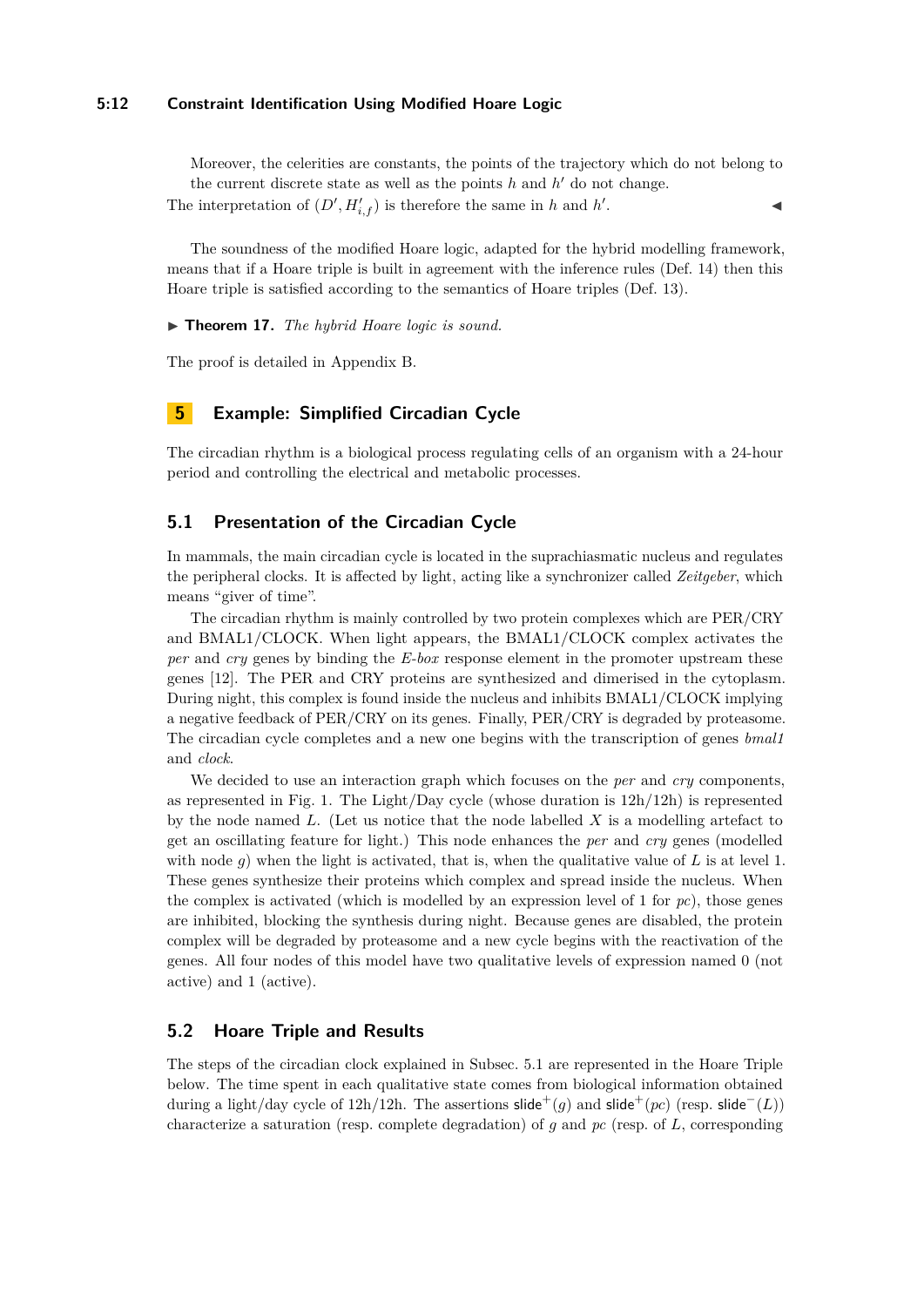Moreover, the celerities are constants, the points of the trajectory which do not belong to the current discrete state as well as the points $h$ and $h'$ do not change.

The interpretation of $(D', H'_{i,f})$ is therefore the same in $h$ and $h'$. ◀

The soundness of the modified Hoare logic, adapted for the hybrid modelling framework, means that if a Hoare triple is built in agreement with the inference rules (Def. 14) then this Hoare triple is satisfied according to the semantics of Hoare triples (Def. 13).

▶ **Theorem 17.** *The hybrid Hoare logic is sound.*

The proof is detailed in Appendix B.

## 5 Example: Simplified Circadian Cycle

The circadian rhythm is a biological process regulating cells of an organism with a 24-hour period and controlling the electrical and metabolic processes.

### 5.1 Presentation of the Circadian Cycle

In mammals, the main circadian cycle is located in the suprachiasmatic nucleus and regulates the peripheral clocks. It is affected by light, acting like a synchronizer called *Zeitgeber*, which means "giver of time".

The circadian rhythm is mainly controlled by two protein complexes which are PER/CRY and BMAL1/CLOCK. When light appears, the BMAL1/CLOCK complex activates the *per* and *cry* genes by binding the *E-box* response element in the promoter upstream these genes [12]. The PER and CRY proteins are synthesized and dimerised in the cytoplasm. During night, this complex is found inside the nucleus and inhibits BMAL1/CLOCK implying a negative feedback of PER/CRY on its genes. Finally, PER/CRY is degraded by proteasome. The circadian cycle completes and a new one begins with the transcription of genes *bmal1* and *clock*.

We decided to use an interaction graph which focuses on the *per* and *cry* components, as represented in Fig. 1. The Light/Day cycle (whose duration is 12h/12h) is represented by the node named $L$. (Let us notice that the node labelled $X$ is a modelling artefact to get an oscillating feature for light.) This node enhances the *per* and *cry* genes (modelled with node $g$) when the light is activated, that is, when the qualitative value of $L$ is at level 1. These genes synthesize their proteins which complex and spread inside the nucleus. When the complex is activated (which is modelled by an expression level of 1 for $pc$), those genes are inhibited, blocking the synthesis during night. Because genes are disabled, the protein complex will be degraded by proteasome and a new cycle begins with the reactivation of the genes. All four nodes of this model have two qualitative levels of expression named 0 (not active) and 1 (active).

### 5.2 Hoare Triple and Results

The steps of the circadian clock explained in Subsec. 5.1 are represented in the Hoare Triple below. The time spent in each qualitative state comes from biological information obtained during a light/day cycle of 12h/12h. The assertions $\mathsf{slide}^+(g)$ and $\mathsf{slide}^+(pc)$ (resp. $\mathsf{slide}^-(L)$) characterize a saturation (resp. complete degradation) of $g$ and $pc$ (resp. of $L$, corresponding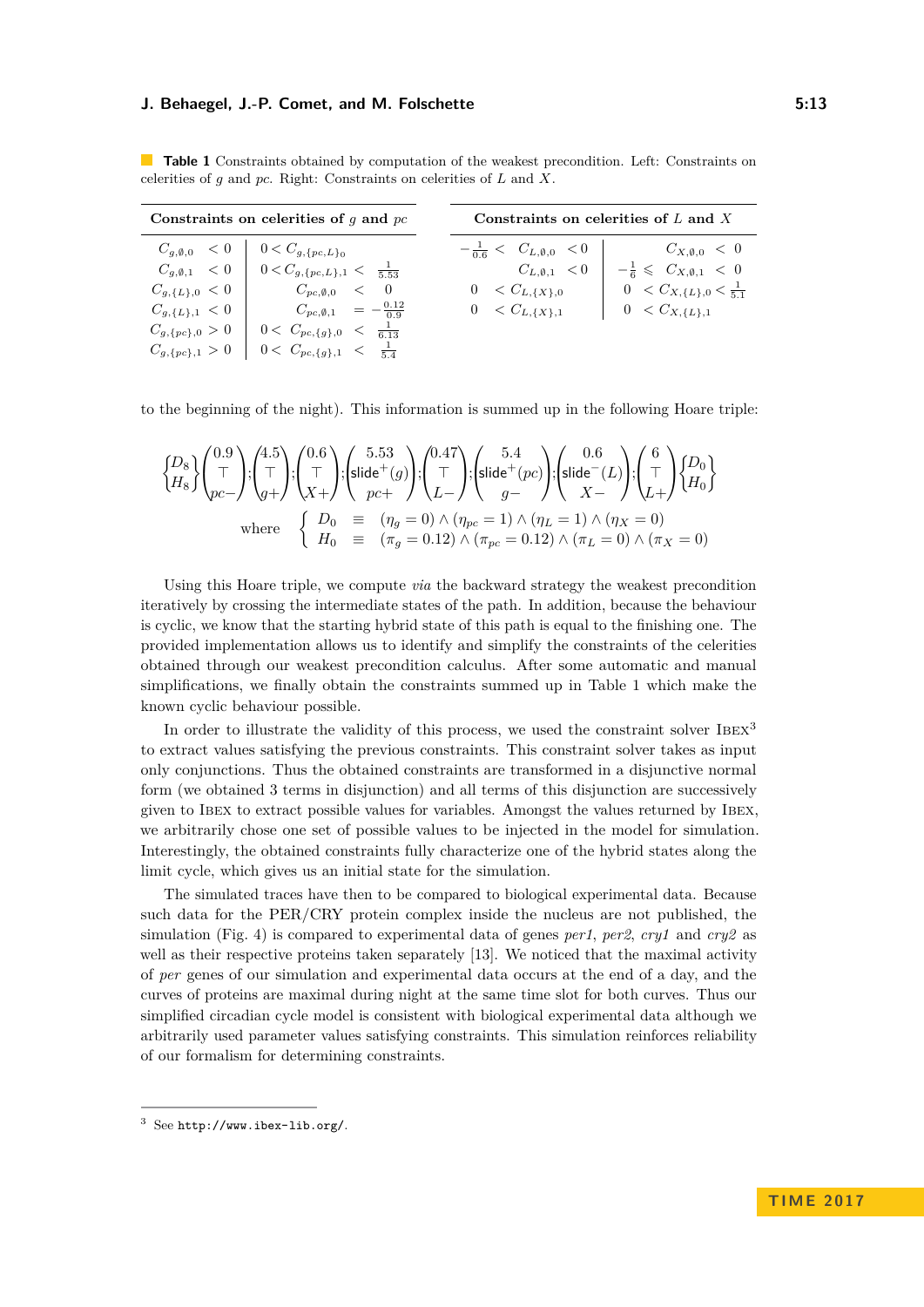**Table 1** Constraints obtained by computation of the weakest precondition. Left: Constraints on celerities of $g$ and $pc$. Right: Constraints on celerities of $L$ and $X$.

| Constraints on celerities of $g$ and $pc$ | |
|---|---|
| $C_{g,\emptyset,0} < 0$ | $0 < C_{g,\{pc,L\}_0}$ |
| $C_{g,\emptyset,1} < 0$ | $0 < C_{g,\{pc,L\},1} < \frac{1}{5.53}$ |
| $C_{g,\{L\},0} < 0$ | $C_{pc,\emptyset,0} < 0$ |
| $C_{g,\{L\},1} < 0$ | $C_{pc,\emptyset,1} = -\frac{0.12}{0.9}$ |
| $C_{g,\{pc\},0} > 0$ | $0 < C_{pc,\{g\},0} < \frac{1}{6.13}$ |
| $C_{g,\{pc\},1} > 0$ | $0 < C_{pc,\{g\},1} < \frac{1}{5.4}$ |

| Constraints on celerities of $L$ and $X$ | |
|---|---|
| $-\frac{1}{0.6} < C_{L,\emptyset,0} < 0$ | $C_{X,\emptyset,0} < 0$ |
| $C_{L,\emptyset,1} < 0$ | $-\frac{1}{6} \leqslant C_{X,\emptyset,1} < 0$ |
| $0 < C_{L,\{X\},0}$ | $0 < C_{X,\{L\},0} < \frac{1}{5.1}$ |
| $0 < C_{L,\{X\},1}$ | $0 < C_{X,\{L\},1}$ |

to the beginning of the night). This information is summed up in the following Hoare triple:

$$\left\{\begin{matrix} D_8 \\ H_8 \end{matrix}\right\} \begin{pmatrix} 0.9 \\ \top \\ pc- \end{pmatrix}; \begin{pmatrix} 4.5 \\ \top \\ g+ \end{pmatrix}; \begin{pmatrix} 0.6 \\ \top \\ X+ \end{pmatrix}; \begin{pmatrix} 5.53 \\ \mathsf{slide}^+(g) \\ pc+ \end{pmatrix}; \begin{pmatrix} 0.47 \\ \top \\ L- \end{pmatrix}; \begin{pmatrix} 5.4 \\ \mathsf{slide}^+(pc) \\ g- \end{pmatrix}; \begin{pmatrix} 0.6 \\ \mathsf{slide}^-(L) \\ X- \end{pmatrix}; \begin{pmatrix} 6 \\ \top \\ L+ \end{pmatrix} \left\{\begin{matrix} D_0 \\ H_0 \end{matrix}\right\}$$

$$\text{where} \quad \begin{cases} D_0 & \equiv & (\eta_g = 0) \wedge (\eta_{pc} = 1) \wedge (\eta_L = 1) \wedge (\eta_X = 0) \\ H_0 & \equiv & (\pi_g = 0.12) \wedge (\pi_{pc} = 0.12) \wedge (\pi_L = 0) \wedge (\pi_X = 0) \end{cases}$$

Using this Hoare triple, we compute *via* the backward strategy the weakest precondition iteratively by crossing the intermediate states of the path. In addition, because the behaviour is cyclic, we know that the starting hybrid state of this path is equal to the finishing one. The provided implementation allows us to identify and simplify the constraints of the celerities obtained through our weakest precondition calculus. After some automatic and manual simplifications, we finally obtain the constraints summed up in Table 1 which make the known cyclic behaviour possible.

In order to illustrate the validity of this process, we used the constraint solver Ibex[3] to extract values satisfying the previous constraints. This constraint solver takes as input only conjunctions. Thus the obtained constraints are transformed in a disjunctive normal form (we obtained 3 terms in disjunction) and all terms of this disjunction are successively given to Ibex to extract possible values for variables. Amongst the values returned by Ibex, we arbitrarily chose one set of possible values to be injected in the model for simulation. Interestingly, the obtained constraints fully characterize one of the hybrid states along the limit cycle, which gives us an initial state for the simulation.

The simulated traces have then to be compared to biological experimental data. Because such data for the PER/CRY protein complex inside the nucleus are not published, the simulation (Fig. 4) is compared to experimental data of genes *per1*, *per2*, *cry1* and *cry2* as well as their respective proteins taken separately [13]. We noticed that the maximal activity of *per* genes of our simulation and experimental data occurs at the end of a day, and the curves of proteins are maximal during night at the same time slot for both curves. Thus our simplified circadian cycle model is consistent with biological experimental data although we arbitrarily used parameter values satisfying constraints. This simulation reinforces reliability of our formalism for determining constraints.

[3] See `http://www.ibex-lib.org/`.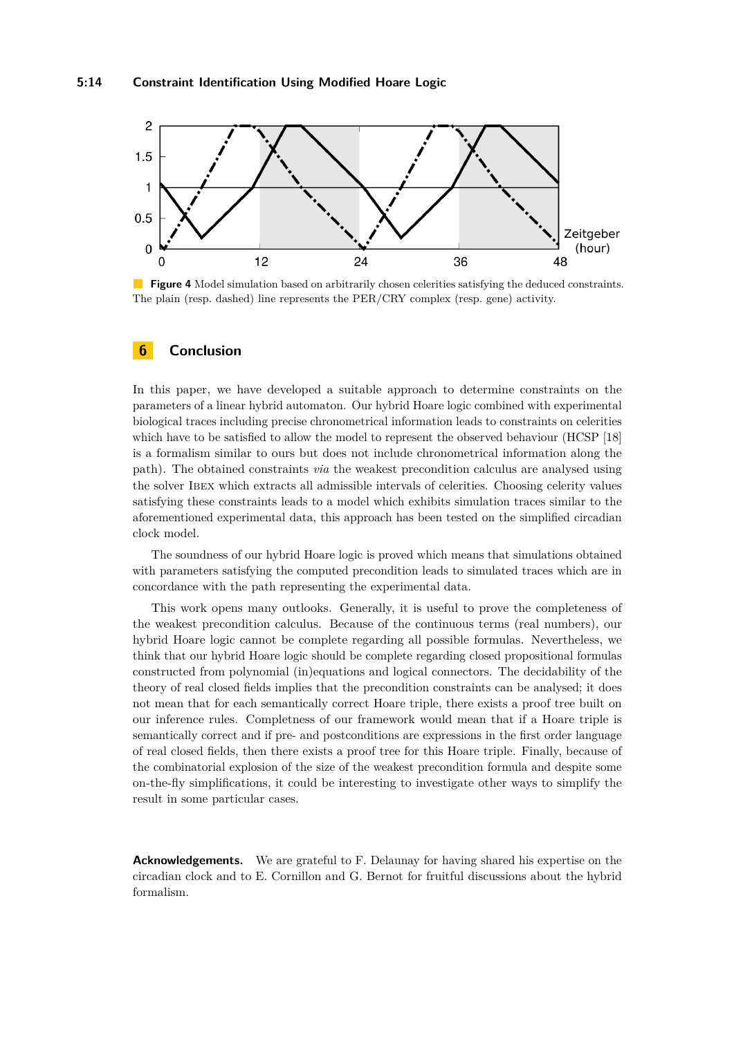**Figure 4** Model simulation based on arbitrarily chosen celerities satisfying the deduced constraints. The plain (resp. dashed) line represents the PER/CRY complex (resp. gene) activity.

## 6 Conclusion

In this paper, we have developed a suitable approach to determine constraints on the parameters of a linear hybrid automaton. Our hybrid Hoare logic combined with experimental biological traces including precise chronometrical information leads to constraints on celerities which have to be satisfied to allow the model to represent the observed behaviour (HCSP [18] is a formalism similar to ours but does not include chronometrical information along the path). The obtained constraints *via* the weakest precondition calculus are analysed using the solver IBEX which extracts all admissible intervals of celerities. Choosing celerity values satisfying these constraints leads to a model which exhibits simulation traces similar to the aforementioned experimental data, this approach has been tested on the simplified circadian clock model.

The soundness of our hybrid Hoare logic is proved which means that simulations obtained with parameters satisfying the computed precondition leads to simulated traces which are in concordance with the path representing the experimental data.

This work opens many outlooks. Generally, it is useful to prove the completeness of the weakest precondition calculus. Because of the continuous terms (real numbers), our hybrid Hoare logic cannot be complete regarding all possible formulas. Nevertheless, we think that our hybrid Hoare logic should be complete regarding closed propositional formulas constructed from polynomial (in)equations and logical connectors. The decidability of the theory of real closed fields implies that the precondition constraints can be analysed; it does not mean that for each semantically correct Hoare triple, there exists a proof tree built on our inference rules. Completness of our framework would mean that if a Hoare triple is semantically correct and if pre- and postconditions are expressions in the first order language of real closed fields, then there exists a proof tree for this Hoare triple. Finally, because of the combinatorial explosion of the size of the weakest precondition formula and despite some on-the-fly simplifications, it could be interesting to investigate other ways to simplify the result in some particular cases.

**Acknowledgements.** We are grateful to F. Delaunay for having shared his expertise on the circadian clock and to E. Cornillon and G. Bernot for fruitful discussions about the hybrid formalism.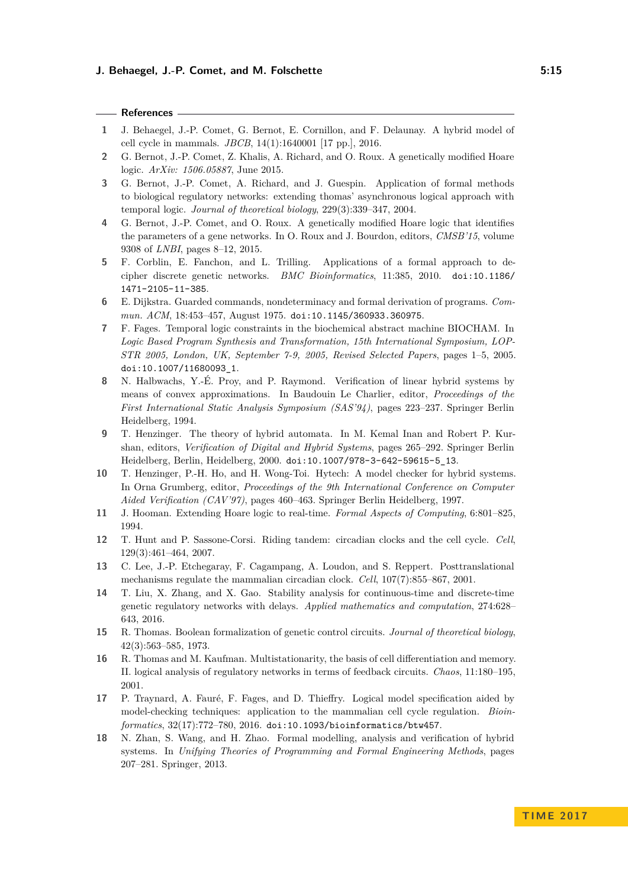## References

1. J. Behaegel, J.-P. Comet, G. Bernot, E. Cornillon, and F. Delaunay. A hybrid model of cell cycle in mammals. *JBCB*, 14(1):1640001 [17 pp.], 2016.
2. G. Bernot, J.-P. Comet, Z. Khalis, A. Richard, and O. Roux. A genetically modified Hoare logic. *ArXiv: 1506.05887*, June 2015.
3. G. Bernot, J.-P. Comet, A. Richard, and J. Guespin. Application of formal methods to biological regulatory networks: extending thomas' asynchronous logical approach with temporal logic. *Journal of theoretical biology*, 229(3):339–347, 2004.
4. G. Bernot, J.-P. Comet, and O. Roux. A genetically modified Hoare logic that identifies the parameters of a gene networks. In O. Roux and J. Bourdon, editors, *CMSB'15*, volume 9308 of *LNBI*, pages 8–12, 2015.
5. F. Corblin, E. Fanchon, and L. Trilling. Applications of a formal approach to decipher discrete genetic networks. *BMC Bioinformatics*, 11:385, 2010. `doi:10.1186/1471-2105-11-385`.
6. E. Dijkstra. Guarded commands, nondeterminacy and formal derivation of programs. *Commun. ACM*, 18:453–457, August 1975. `doi:10.1145/360933.360975`.
7. F. Fages. Temporal logic constraints in the biochemical abstract machine BIOCHAM. In *Logic Based Program Synthesis and Transformation, 15th International Symposium, LOPSTR 2005, London, UK, September 7-9, 2005, Revised Selected Papers*, pages 1–5, 2005. `doi:10.1007/11680093_1`.
8. N. Halbwachs, Y.-É. Proy, and P. Raymond. Verification of linear hybrid systems by means of convex approximations. In Baudouin Le Charlier, editor, *Proceedings of the First International Static Analysis Symposium (SAS'94)*, pages 223–237. Springer Berlin Heidelberg, 1994.
9. T. Henzinger. The theory of hybrid automata. In M. Kemal Inan and Robert P. Kurshan, editors, *Verification of Digital and Hybrid Systems*, pages 265–292. Springer Berlin Heidelberg, Berlin, Heidelberg, 2000. `doi:10.1007/978-3-642-59615-5_13`.
10. T. Henzinger, P.-H. Ho, and H. Wong-Toi. Hytech: A model checker for hybrid systems. In Orna Grumberg, editor, *Proceedings of the 9th International Conference on Computer Aided Verification (CAV'97)*, pages 460–463. Springer Berlin Heidelberg, 1997.
11. J. Hooman. Extending Hoare logic to real-time. *Formal Aspects of Computing*, 6:801–825, 1994.
12. T. Hunt and P. Sassone-Corsi. Riding tandem: circadian clocks and the cell cycle. *Cell*, 129(3):461–464, 2007.
13. C. Lee, J.-P. Etchegaray, F. Cagampang, A. Loudon, and S. Reppert. Posttranslational mechanisms regulate the mammalian circadian clock. *Cell*, 107(7):855–867, 2001.
14. T. Liu, X. Zhang, and X. Gao. Stability analysis for continuous-time and discrete-time genetic regulatory networks with delays. *Applied mathematics and computation*, 274:628–643, 2016.
15. R. Thomas. Boolean formalization of genetic control circuits. *Journal of theoretical biology*, 42(3):563–585, 1973.
16. R. Thomas and M. Kaufman. Multistationarity, the basis of cell differentiation and memory. II. logical analysis of regulatory networks in terms of feedback circuits. *Chaos*, 11:180–195, 2001.
17. P. Traynard, A. Fauré, F. Fages, and D. Thieffry. Logical model specification aided by model-checking techniques: application to the mammalian cell cycle regulation. *Bioinformatics*, 32(17):772–780, 2016. `doi:10.1093/bioinformatics/btw457`.
18. N. Zhan, S. Wang, and H. Zhao. Formal modelling, analysis and verification of hybrid systems. In *Unifying Theories of Programming and Formal Engineering Methods*, pages 207–281. Springer, 2013.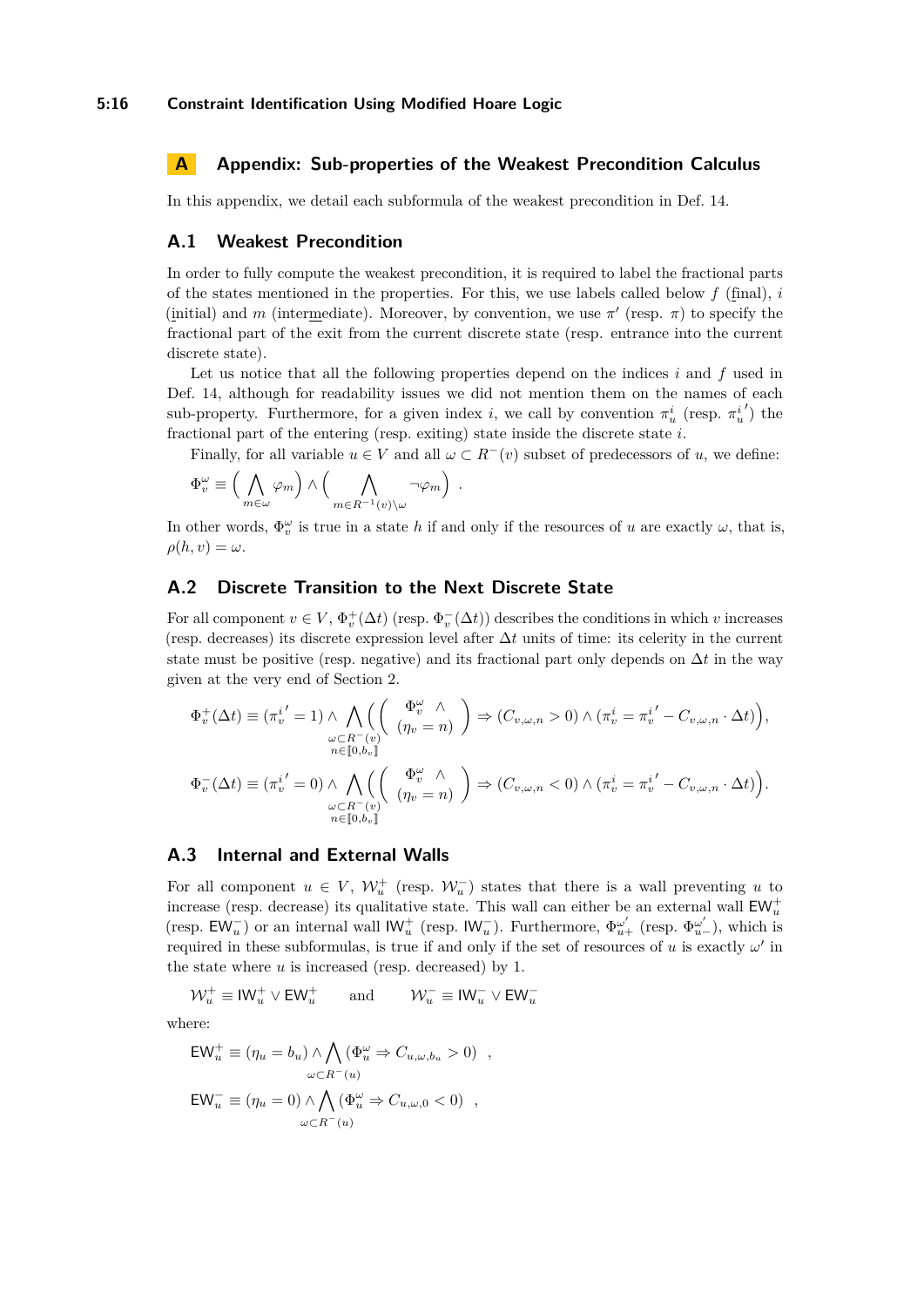## A Appendix: Sub-properties of the Weakest Precondition Calculus

In this appendix, we detail each subformula of the weakest precondition in Def. 14.

### A.1 Weakest Precondition

In order to fully compute the weakest precondition, it is required to label the fractional parts of the states mentioned in the properties. For this, we use labels called below $f$ (final), $i$ (initial) and $m$ (intermediate). Moreover, by convention, we use $\pi'$ (resp. $\pi$) to specify the fractional part of the exit from the current discrete state (resp. entrance into the current discrete state).

Let us notice that all the following properties depend on the indices $i$ and $f$ used in Def. 14, although for readability issues we did not mention them on the names of each sub-property. Furthermore, for a given index $i$, we call by convention $\pi_u^i$ (resp. ${\pi_u^i}'$) the fractional part of the entering (resp. exiting) state inside the discrete state $i$.

Finally, for all variable $u \in V$ and all $\omega \subset R^-(v)$ subset of predecessors of $u$, we define:

$$\Phi_v^\omega \equiv \Big( \bigwedge_{m \in \omega} \varphi_m \Big) \wedge \Big( \bigwedge_{m \in R^{-1}(v) \setminus \omega} \neg \varphi_m \Big) \enspace .$$

In other words, $\Phi_v^\omega$ is true in a state $h$ if and only if the resources of $u$ are exactly $\omega$, that is, $\rho(h, v) = \omega$.

### A.2 Discrete Transition to the Next Discrete State

For all component $v \in V$, $\Phi_v^+(\Delta t)$ (resp. $\Phi_v^-(\Delta t)$) describes the conditions in which $v$ increases (resp. decreases) its discrete expression level after $\Delta t$ units of time: its celerity in the current state must be positive (resp. negative) and its fractional part only depends on $\Delta t$ in the way given at the very end of Section 2.

$$\Phi_v^+(\Delta t) \equiv ({\pi_v^i}' = 1) \wedge \bigwedge_{\substack{\omega \subset R^-(v) \\ n \in [\![0, b_v]\!]}} \Bigg( \begin{pmatrix} \Phi_v^\omega & \wedge \\ (\eta_v = n) & \end{pmatrix} \Rightarrow (C_{v,\omega,n} > 0) \wedge (\pi_v^i = {\pi_v^i}' - C_{v,\omega,n} \cdot \Delta t) \Bigg),$$

$$\Phi_v^-(\Delta t) \equiv ({\pi_v^i}' = 0) \wedge \bigwedge_{\substack{\omega \subset R^-(v) \\ n \in [\![0, b_v]\!]}} \Bigg( \begin{pmatrix} \Phi_v^\omega & \wedge \\ (\eta_v = n) & \end{pmatrix} \Rightarrow (C_{v,\omega,n} < 0) \wedge (\pi_v^i = {\pi_v^i}' - C_{v,\omega,n} \cdot \Delta t) \Bigg).$$

### A.3 Internal and External Walls

For all component $u \in V$, $\mathcal{W}_u^+$ (resp. $\mathcal{W}_u^-$) states that there is a wall preventing $u$ to increase (resp. decrease) its qualitative state. This wall can either be an external wall $\mathsf{EW}_u^+$ (resp. $\mathsf{EW}_u^-$) or an internal wall $\mathsf{IW}_u^+$ (resp. $\mathsf{IW}_u^-$). Furthermore, $\Phi_{u+}^{\omega'}$ (resp. $\Phi_{u-}^{\omega'}$), which is required in these subformulas, is true if and only if the set of resources of $u$ is exactly $\omega'$ in the state where $u$ is increased (resp. decreased) by 1.

$$\mathcal{W}_u^+ \equiv \mathsf{IW}_u^+ \vee \mathsf{EW}_u^+ \qquad \text{and} \qquad \mathcal{W}_u^- \equiv \mathsf{IW}_u^- \vee \mathsf{EW}_u^-$$

where:

$$\mathsf{EW}_u^+ \equiv (\eta_u = b_u) \wedge \bigwedge_{\omega \subset R^-(u)} (\Phi_u^\omega \Rightarrow C_{u,\omega,b_u} > 0) \enspace ,$$

$$\mathsf{EW}_u^- \equiv (\eta_u = 0) \wedge \bigwedge_{\omega \subset R^-(u)} (\Phi_u^\omega \Rightarrow C_{u,\omega,0} < 0) \enspace ,$$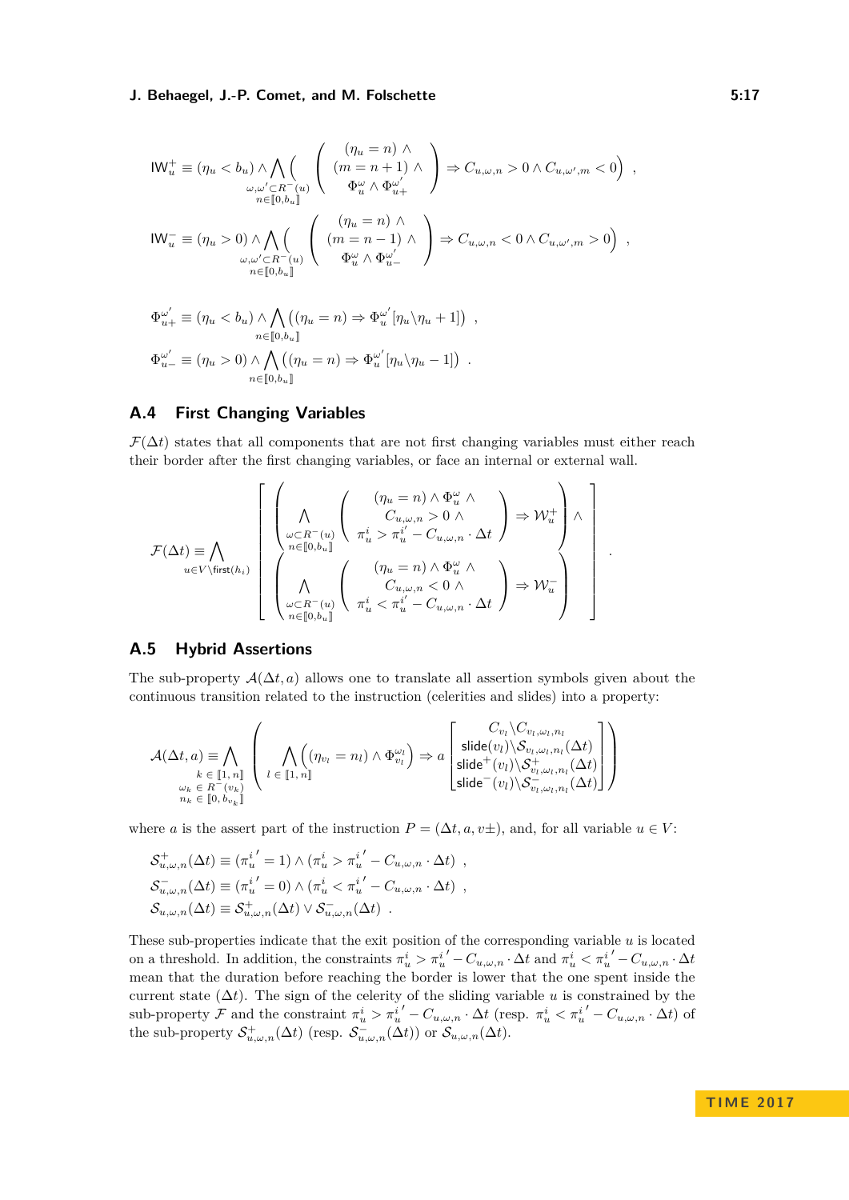$$
\mathsf{IW}_u^+ \equiv (\eta_u < b_u) \wedge \bigwedge_{\substack{\omega,\omega' \subset R^-(u)\\ n\in[\![0,b_u]\!]}} \left( \begin{pmatrix} (\eta_u = n) \wedge \\ (m = n+1) \wedge \\ \Phi_u^{\omega} \wedge \Phi_{u+}^{\omega'} \end{pmatrix} \Rightarrow C_{u,\omega,n} > 0 \wedge C_{u,\omega',m} < 0 \right) \ ,
$$

$$
\mathsf{IW}_u^- \equiv (\eta_u > 0) \wedge \bigwedge_{\substack{\omega,\omega' \subset R^-(u)\\ n\in[\![0,b_u]\!]}} \left( \begin{pmatrix} (\eta_u = n) \wedge \\ (m = n-1) \wedge \\ \Phi_u^{\omega} \wedge \Phi_{u-}^{\omega'} \end{pmatrix} \Rightarrow C_{u,\omega,n} < 0 \wedge C_{u,\omega',m} > 0 \right) \ ,
$$

$$
\Phi_{u+}^{\omega'} \equiv (\eta_u < b_u) \wedge \bigwedge_{n\in[\![0,b_u]\!]} \left( (\eta_u = n) \Rightarrow \Phi_u^{\omega'}[\eta_u \backslash \eta_u + 1] \right) \ ,
$$

$$
\Phi_{u-}^{\omega'} \equiv (\eta_u > 0) \wedge \bigwedge_{n\in[\![0,b_u]\!]} \left( (\eta_u = n) \Rightarrow \Phi_u^{\omega'}[\eta_u \backslash \eta_u - 1] \right) \ .
$$

## A.4 First Changing Variables

$\mathcal{F}(\Delta t)$ states that all components that are not first changing variables must either reach their border after the first changing variables, or face an internal or external wall.

$$
\mathcal{F}(\Delta t) \equiv \bigwedge_{u\in V\backslash \mathsf{first}(h_i)} \left[ \begin{array}{l} \left( \bigwedge_{\substack{\omega\subset R^-(u)\\ n\in[\![0,b_u]\!]}} \begin{pmatrix} (\eta_u = n) \wedge \Phi_u^{\omega} \wedge \\ C_{u,\omega,n} > 0 \wedge \\ \pi_u^i > \pi_u^{i'} - C_{u,\omega,n}\cdot \Delta t \end{pmatrix} \Rightarrow \mathcal{W}_u^+ \right) \wedge \\ \left( \bigwedge_{\substack{\omega\subset R^-(u)\\ n\in[\![0,b_u]\!]}} \begin{pmatrix} (\eta_u = n) \wedge \Phi_u^{\omega} \wedge \\ C_{u,\omega,n} < 0 \wedge \\ \pi_u^i < \pi_u^{i'} - C_{u,\omega,n}\cdot \Delta t \end{pmatrix} \Rightarrow \mathcal{W}_u^- \right) \end{array} \right] \ .
$$

## A.5 Hybrid Assertions

The sub-property $\mathcal{A}(\Delta t, a)$ allows one to translate all assertion symbols given about the continuous transition related to the instruction (celerities and slides) into a property:

$$
\mathcal{A}(\Delta t, a) \equiv \bigwedge_{\substack{k\,\in\,[\![1,n]\!]\\ \omega_k\,\in\,R^-(v_k)\\ n_k\,\in\,[\![0,b_{v_k}]\!]}} \left( \bigwedge_{l\,\in\,[\![1,n]\!]} \left( (\eta_{v_l} = n_l) \wedge \Phi_{v_l}^{\omega_l} \right) \Rightarrow a \begin{bmatrix} C_{v_l} \backslash C_{v_l,\omega_l,n_l} \\ \mathsf{slide}(v_l) \backslash \mathcal{S}_{v_l,\omega_l,n_l}(\Delta t) \\ \mathsf{slide}^+(v_l) \backslash \mathcal{S}^+_{v_l,\omega_l,n_l}(\Delta t) \\ \mathsf{slide}^-(v_l) \backslash \mathcal{S}^-_{v_l,\omega_l,n_l}(\Delta t) \end{bmatrix} \right)
$$

where $a$ is the assert part of the instruction $P = (\Delta t, a, v\pm)$, and, for all variable $u \in V$:

$$
\mathcal{S}^+_{u,\omega,n}(\Delta t) \equiv (\pi_u^{i'} = 1) \wedge (\pi_u^i > \pi_u^{i'} - C_{u,\omega,n}\cdot \Delta t) \ ,
$$

$$
\mathcal{S}^-_{u,\omega,n}(\Delta t) \equiv (\pi_u^{i'} = 0) \wedge (\pi_u^i < \pi_u^{i'} - C_{u,\omega,n}\cdot \Delta t) \ ,
$$

$$
\mathcal{S}_{u,\omega,n}(\Delta t) \equiv \mathcal{S}^+_{u,\omega,n}(\Delta t) \vee \mathcal{S}^-_{u,\omega,n}(\Delta t) \ .
$$

These sub-properties indicate that the exit position of the corresponding variable $u$ is located on a threshold. In addition, the constraints $\pi_u^i > \pi_u^{i'} - C_{u,\omega,n}\cdot \Delta t$ and $\pi_u^i < \pi_u^{i'} - C_{u,\omega,n}\cdot \Delta t$ mean that the duration before reaching the border is lower that the one spent inside the current state ($\Delta t$). The sign of the celerity of the sliding variable $u$ is constrained by the sub-property $\mathcal{F}$ and the constraint $\pi_u^i > \pi_u^{i'} - C_{u,\omega,n}\cdot \Delta t$ (resp. $\pi_u^i < \pi_u^{i'} - C_{u,\omega,n}\cdot \Delta t$) of the sub-property $\mathcal{S}^+_{u,\omega,n}(\Delta t)$ (resp. $\mathcal{S}^-_{u,\omega,n}(\Delta t)$) or $\mathcal{S}_{u,\omega,n}(\Delta t)$.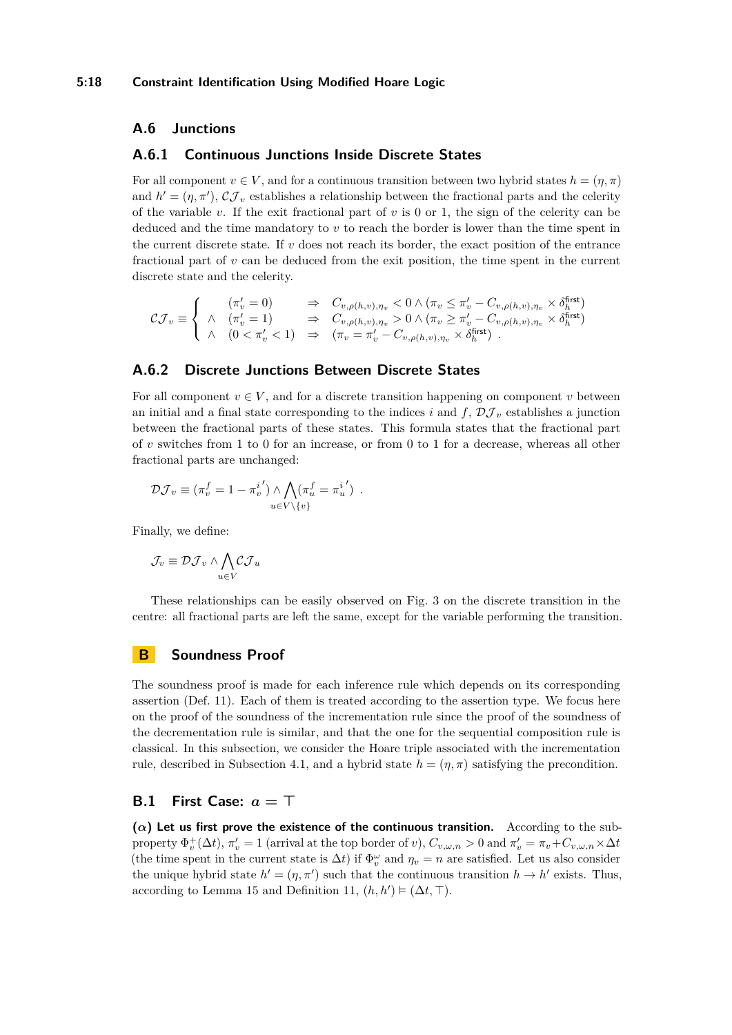## A.6 Junctions

### A.6.1 Continuous Junctions Inside Discrete States

For all component $v \in V$, and for a continuous transition between two hybrid states $h = (\eta, \pi)$ and $h' = (\eta, \pi')$, $\mathcal{CJ}_v$ establishes a relationship between the fractional parts and the celerity of the variable $v$. If the exit fractional part of $v$ is 0 or 1, the sign of the celerity can be deduced and the time mandatory to $v$ to reach the border is lower than the time spent in the current discrete state. If $v$ does not reach its border, the exact position of the entrance fractional part of $v$ can be deduced from the exit position, the time spent in the current discrete state and the celerity.

$$\mathcal{CJ}_v \equiv \left\{ \begin{array}{lll} & (\pi'_v = 0) & \Rightarrow \quad C_{v,\rho(h,v),\eta_v} < 0 \wedge (\pi_v \leq \pi'_v - C_{v,\rho(h,v),\eta_v} \times \delta_h^{\mathsf{first}}) \\ \wedge & (\pi'_v = 1) & \Rightarrow \quad C_{v,\rho(h,v),\eta_v} > 0 \wedge (\pi_v \geq \pi'_v - C_{v,\rho(h,v),\eta_v} \times \delta_h^{\mathsf{first}}) \\ \wedge & (0 < \pi'_v < 1) & \Rightarrow \quad (\pi_v = \pi'_v - C_{v,\rho(h,v),\eta_v} \times \delta_h^{\mathsf{first}}) \ . \end{array} \right.$$

### A.6.2 Discrete Junctions Between Discrete States

For all component $v \in V$, and for a discrete transition happening on component $v$ between an initial and a final state corresponding to the indices $i$ and $f$, $\mathcal{DJ}_v$ establishes a junction between the fractional parts of these states. This formula states that the fractional part of $v$ switches from 1 to 0 for an increase, or from 0 to 1 for a decrease, whereas all other fractional parts are unchanged:

$$\mathcal{DJ}_v \equiv (\pi_v^f = 1 - {\pi_v^i}') \wedge \bigwedge_{u \in V \setminus \{v\}} (\pi_u^f = {\pi_u^i}') \ .$$

Finally, we define:

$$\mathcal{J}_v \equiv \mathcal{DJ}_v \wedge \bigwedge_{u \in V} \mathcal{CJ}_u$$

These relationships can be easily observed on Fig. 3 on the discrete transition in the centre: all fractional parts are left the same, except for the variable performing the transition.

# B Soundness Proof

The soundness proof is made for each inference rule which depends on its corresponding assertion (Def. 11). Each of them is treated according to the assertion type. We focus here on the proof of the soundness of the incrementation rule since the proof of the soundness of the decrementation rule is similar, and that the one for the sequential composition rule is classical. In this subsection, we consider the Hoare triple associated with the incrementation rule, described in Subsection 4.1, and a hybrid state $h = (\eta, \pi)$ satisfying the precondition.

## B.1 First Case: $a = \top$

**($\alpha$) Let us first prove the existence of the continuous transition.** According to the sub-property $\Phi_v^+(\Delta t)$, $\pi'_v = 1$ (arrival at the top border of $v$), $C_{v,\omega,n} > 0$ and $\pi'_v = \pi_v + C_{v,\omega,n} \times \Delta t$ (the time spent in the current state is $\Delta t$) if $\Phi_v^\omega$ and $\eta_v = n$ are satisfied. Let us also consider the unique hybrid state $h' = (\eta, \pi')$ such that the continuous transition $h \to h'$ exists. Thus, according to Lemma 15 and Definition 11, $(h, h') \vDash (\Delta t, \top)$.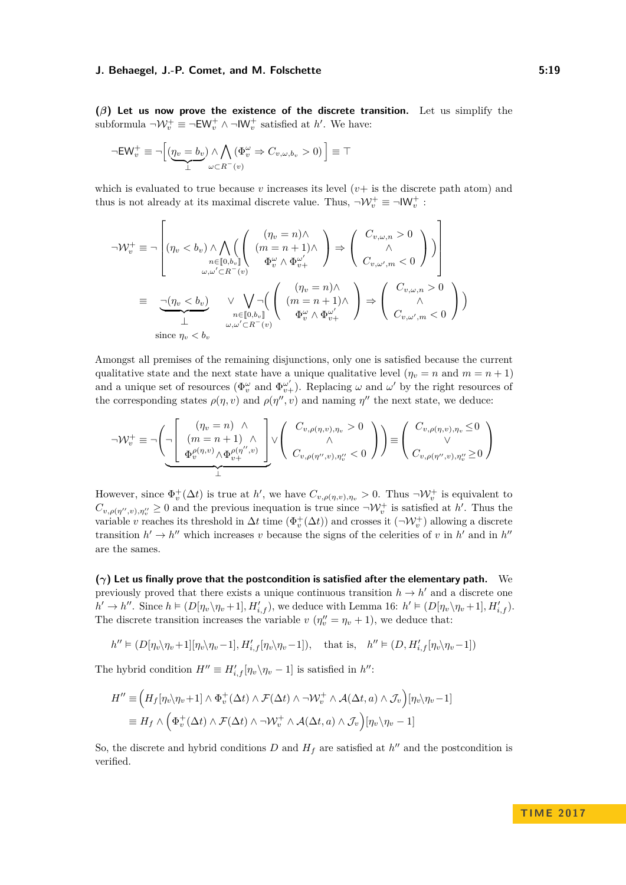**(β) Let us now prove the existence of the discrete transition.** Let us simplify the subformula $\neg\mathcal{W}_v^+ \equiv \neg\mathsf{EW}_v^+ \wedge \neg\mathsf{IW}_v^+$ satisfied at $h'$. We have:

$$\neg\mathsf{EW}_v^+ \equiv \neg\Big[\underbrace{(\eta_v = b_v)}_{\bot} \wedge \bigwedge_{\omega \subset R^-(v)} (\Phi_v^\omega \Rightarrow C_{v,\omega,b_v} > 0)\Big] \equiv \top$$

which is evaluated to true because $v$ increases its level ($v+$ is the discrete path atom) and thus is not already at its maximal discrete value. Thus, $\neg\mathcal{W}_v^+ \equiv \neg\mathsf{IW}_v^+$ :

$$\neg\mathcal{W}_v^+ \equiv \neg\left[(\eta_v < b_v) \wedge \bigwedge_{\substack{n\in[\![0,b_v]\!]\\ \omega,\omega'\subset R^-(v)}} \left(\begin{pmatrix}(\eta_v = n)\wedge\\ (m = n+1)\wedge\\ \Phi_v^\omega \wedge \Phi_{v+}^{\omega'}\end{pmatrix} \Rightarrow \begin{pmatrix} C_{v,\omega,n} > 0\\ \wedge\\ C_{v,\omega',m} < 0\end{pmatrix}\right)\right]$$

$$\equiv \underbrace{\neg(\eta_v < b_v)}_{\substack{\bot\\ \text{since } \eta_v < b_v}} \quad \vee \bigvee_{\substack{n\in[\![0,b_v]\!]\\ \omega,\omega'\subset R^-(v)}} \neg\left(\begin{pmatrix}(\eta_v = n)\wedge\\ (m = n+1)\wedge\\ \Phi_v^\omega \wedge \Phi_{v+}^{\omega'}\end{pmatrix} \Rightarrow \begin{pmatrix} C_{v,\omega,n} > 0\\ \wedge\\ C_{v,\omega',m} < 0\end{pmatrix}\right)$$

Amongst all premises of the remaining disjunctions, only one is satisfied because the current qualitative state and the next state have a unique qualitative level ($\eta_v = n$ and $m = n+1$) and a unique set of resources ($\Phi_v^\omega$ and $\Phi_{v+}^{\omega'}$). Replacing $\omega$ and $\omega'$ by the right resources of the corresponding states $\rho(\eta, v)$ and $\rho(\eta'', v)$ and naming $\eta''$ the next state, we deduce:

$$\neg\mathcal{W}_v^+ \equiv \neg\left(\underbrace{\neg\begin{bmatrix}(\eta_v = n)\ \ \wedge\\ (m = n+1)\ \ \wedge\\ \Phi_v^{\rho(\eta,v)} \wedge \Phi_{v+}^{\rho(\eta'',v)}\end{bmatrix}}_{\bot} \vee \begin{pmatrix} C_{v,\rho(\eta,v),\eta_v} > 0\\ \wedge\\ C_{v,\rho(\eta'',v),\eta''_v} < 0\end{pmatrix}\right) \equiv \begin{pmatrix} C_{v,\rho(\eta,v),\eta_v} \leq 0\\ \vee\\ C_{v,\rho(\eta'',v),\eta''_v} \geq 0\end{pmatrix}$$

However, since $\Phi_v^+(\Delta t)$ is true at $h'$, we have $C_{v,\rho(\eta,v),\eta_v} > 0$. Thus $\neg\mathcal{W}_v^+$ is equivalent to $C_{v,\rho(\eta'',v),\eta''_v} \geq 0$ and the previous inequation is true since $\neg\mathcal{W}_v^+$ is satisfied at $h'$. Thus the variable $v$ reaches its threshold in $\Delta t$ time ($\Phi_v^+(\Delta t)$) and crosses it ($\neg\mathcal{W}_v^+$) allowing a discrete transition $h' \to h''$ which increases $v$ because the signs of the celerities of $v$ in $h'$ and in $h''$ are the sames.

**(γ) Let us finally prove that the postcondition is satisfied after the elementary path.** We previously proved that there exists a unique continuous transition $h \to h'$ and a discrete one $h' \to h''$. Since $h \vDash (D[\eta_v\backslash\eta_v{+}1], H'_{i,f})$, we deduce with Lemma 16: $h' \vDash (D[\eta_v\backslash\eta_v{+}1], H'_{i,f})$. The discrete transition increases the variable $v$ ($\eta''_v = \eta_v + 1$), we deduce that:

$$h'' \vDash (D[\eta_v\backslash\eta_v{+}1][\eta_v\backslash\eta_v{-}1], H'_{i,f}[\eta_v\backslash\eta_v{-}1]), \quad \text{that is,} \quad h'' \vDash (D, H'_{i,f}[\eta_v\backslash\eta_v{-}1])$$

The hybrid condition $H'' \equiv H'_{i,f}[\eta_v\backslash\eta_v - 1]$ is satisfied in $h''$:

$$\begin{aligned}
H'' &\equiv \Big(H_f[\eta_v\backslash\eta_v{+}1] \wedge \Phi_v^+(\Delta t) \wedge \mathcal{F}(\Delta t) \wedge \neg\mathcal{W}_v^+ \wedge \mathcal{A}(\Delta t, a) \wedge \mathcal{J}_v\Big)[\eta_v\backslash\eta_v{-}1]\\
&\equiv H_f \wedge \Big(\Phi_v^+(\Delta t) \wedge \mathcal{F}(\Delta t) \wedge \neg\mathcal{W}_v^+ \wedge \mathcal{A}(\Delta t, a) \wedge \mathcal{J}_v\Big)[\eta_v\backslash\eta_v - 1]
\end{aligned}$$

So, the discrete and hybrid conditions $D$ and $H_f$ are satisfied at $h''$ and the postcondition is verified.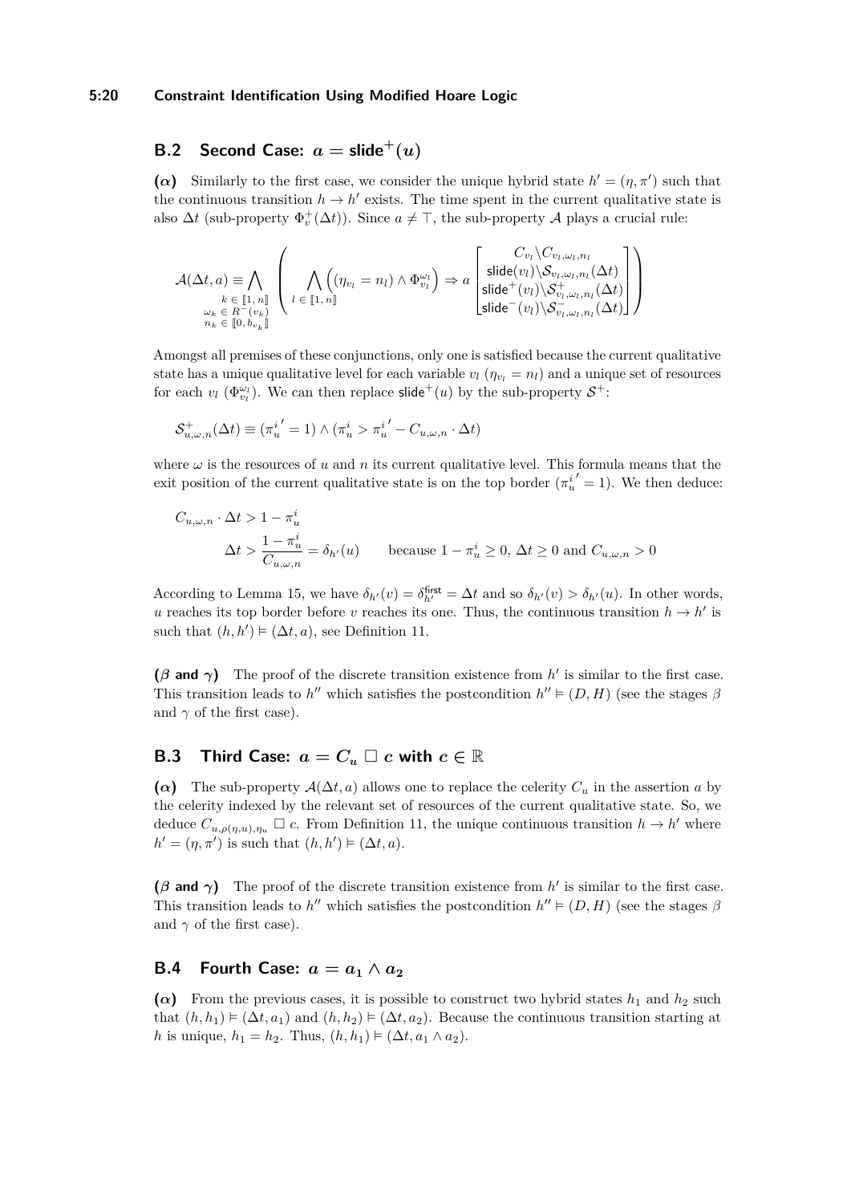## B.2 Second Case: $a = \mathsf{slide}^+(u)$

**($\alpha$)** Similarly to the first case, we consider the unique hybrid state $h' = (\eta, \pi')$ such that the continuous transition $h \to h'$ exists. The time spent in the current qualitative state is also $\Delta t$ (sub-property $\Phi_v^+(\Delta t)$). Since $a \neq \top$, the sub-property $\mathcal{A}$ plays a crucial rule:

$$\mathcal{A}(\Delta t, a) \equiv \bigwedge_{\substack{k \in [\![1,n]\!] \\ \omega_k \in R^-(v_k) \\ n_k \in [\![0, b_{v_k}]\!]}} \left( \bigwedge_{l \in [\![1,n]\!]} \left( (\eta_{v_l} = n_l) \wedge \Phi_{v_l}^{\omega_l} \right) \Rightarrow a \begin{bmatrix} C_{v_l} \backslash C_{v_l,\omega_l,n_l} \\ \mathsf{slide}(v_l) \backslash \mathcal{S}_{v_l,\omega_l,n_l}(\Delta t) \\ \mathsf{slide}^+(v_l) \backslash \mathcal{S}^+_{v_l,\omega_l,n_l}(\Delta t) \\ \mathsf{slide}^-(v_l) \backslash \mathcal{S}^-_{v_l,\omega_l,n_l}(\Delta t) \end{bmatrix} \right)$$

Amongst all premises of these conjunctions, only one is satisfied because the current qualitative state has a unique qualitative level for each variable $v_l$ ($\eta_{v_l} = n_l$) and a unique set of resources for each $v_l$ ($\Phi_{v_l}^{\omega_l}$). We can then replace $\mathsf{slide}^+(u)$ by the sub-property $\mathcal{S}^+$:

$$\mathcal{S}^+_{u,\omega,n}(\Delta t) \equiv ({\pi_u^i}' = 1) \wedge (\pi_u^i > {\pi_u^i}' - C_{u,\omega,n} \cdot \Delta t)$$

where $\omega$ is the resources of $u$ and $n$ its current qualitative level. This formula means that the exit position of the current qualitative state is on the top border (${\pi_u^i}' = 1$). We then deduce:

$$C_{u,\omega,n} \cdot \Delta t > 1 - \pi_u^i$$

$$\Delta t > \frac{1 - \pi_u^i}{C_{u,\omega,n}} = \delta_{h'}(u) \qquad \text{because } 1 - \pi_u^i \geq 0,\ \Delta t \geq 0 \text{ and } C_{u,\omega,n} > 0$$

According to Lemma 15, we have $\delta_{h'}(v) = \delta_{h'}^{\mathsf{first}} = \Delta t$ and so $\delta_{h'}(v) > \delta_{h'}(u)$. In other words, $u$ reaches its top border before $v$ reaches its one. Thus, the continuous transition $h \to h'$ is such that $(h, h') \vDash (\Delta t, a)$, see Definition 11.

**($\beta$ and $\gamma$)** The proof of the discrete transition existence from $h'$ is similar to the first case. This transition leads to $h''$ which satisfies the postcondition $h'' \vDash (D, H)$ (see the stages $\beta$ and $\gamma$ of the first case).

## B.3 Third Case: $a = C_u \;\square\; c$ with $c \in \mathbb{R}$

**($\alpha$)** The sub-property $\mathcal{A}(\Delta t, a)$ allows one to replace the celerity $C_u$ in the assertion $a$ by the celerity indexed by the relevant set of resources of the current qualitative state. So, we deduce $C_{u,\rho(\eta,u),\eta_u} \;\square\; c$. From Definition 11, the unique continuous transition $h \to h'$ where $h' = (\eta, \pi')$ is such that $(h, h') \vDash (\Delta t, a)$.

**($\beta$ and $\gamma$)** The proof of the discrete transition existence from $h'$ is similar to the first case. This transition leads to $h''$ which satisfies the postcondition $h'' \vDash (D, H)$ (see the stages $\beta$ and $\gamma$ of the first case).

## B.4 Fourth Case: $a = a_1 \wedge a_2$

**($\alpha$)** From the previous cases, it is possible to construct two hybrid states $h_1$ and $h_2$ such that $(h, h_1) \vDash (\Delta t, a_1)$ and $(h, h_2) \vDash (\Delta t, a_2)$. Because the continuous transition starting at $h$ is unique, $h_1 = h_2$. Thus, $(h, h_1) \vDash (\Delta t, a_1 \wedge a_2)$.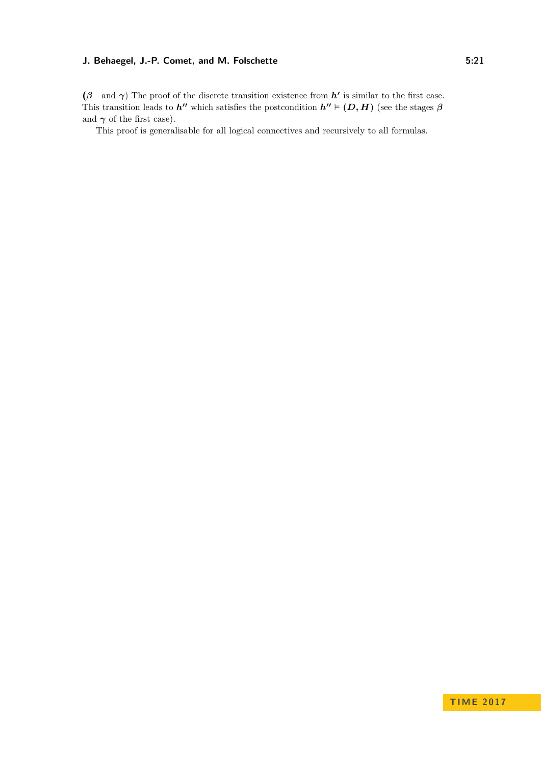**($\boldsymbol{\beta}$ and $\boldsymbol{\gamma}$)** The proof of the discrete transition existence from $\boldsymbol{h'}$ is similar to the first case. This transition leads to $\boldsymbol{h''}$ which satisfies the postcondition $\boldsymbol{h''} \vDash \boldsymbol{(D, H)}$ (see the stages $\boldsymbol{\beta}$ and $\boldsymbol{\gamma}$ of the first case).

This proof is generalisable for all logical connectives and recursively to all formulas.